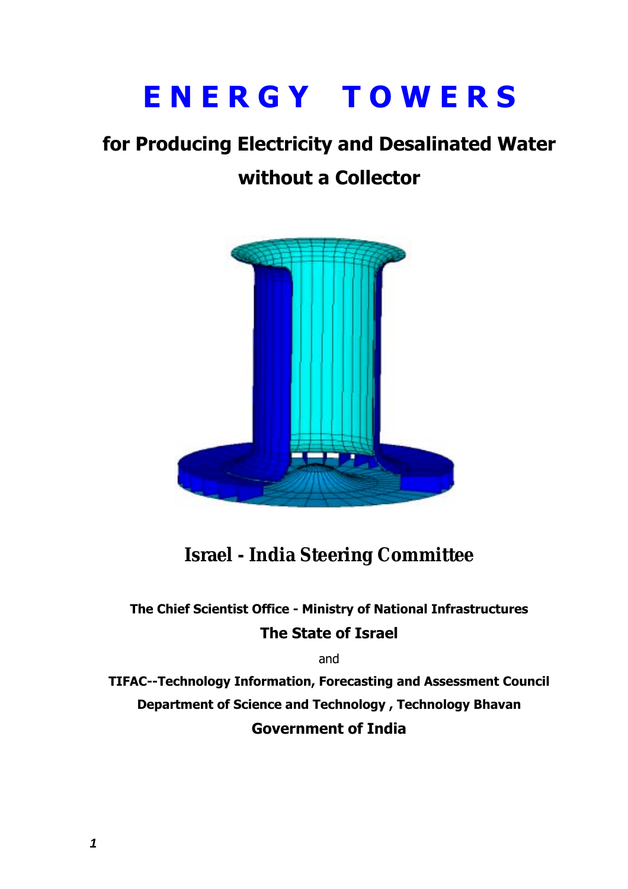# ENERGY TOWERS

## for Producing Electricity and Desalinated Water without a Collector

### Israel - India Steering Committee

**The Chief Scientist Office - Ministry of National Infrastructures**

**The State of Israel**

and

**TIFAC--Technology Information, Forecasting and Assessment Council**

**Department of Science and Technology , Technology Bhavan**

**Government of India**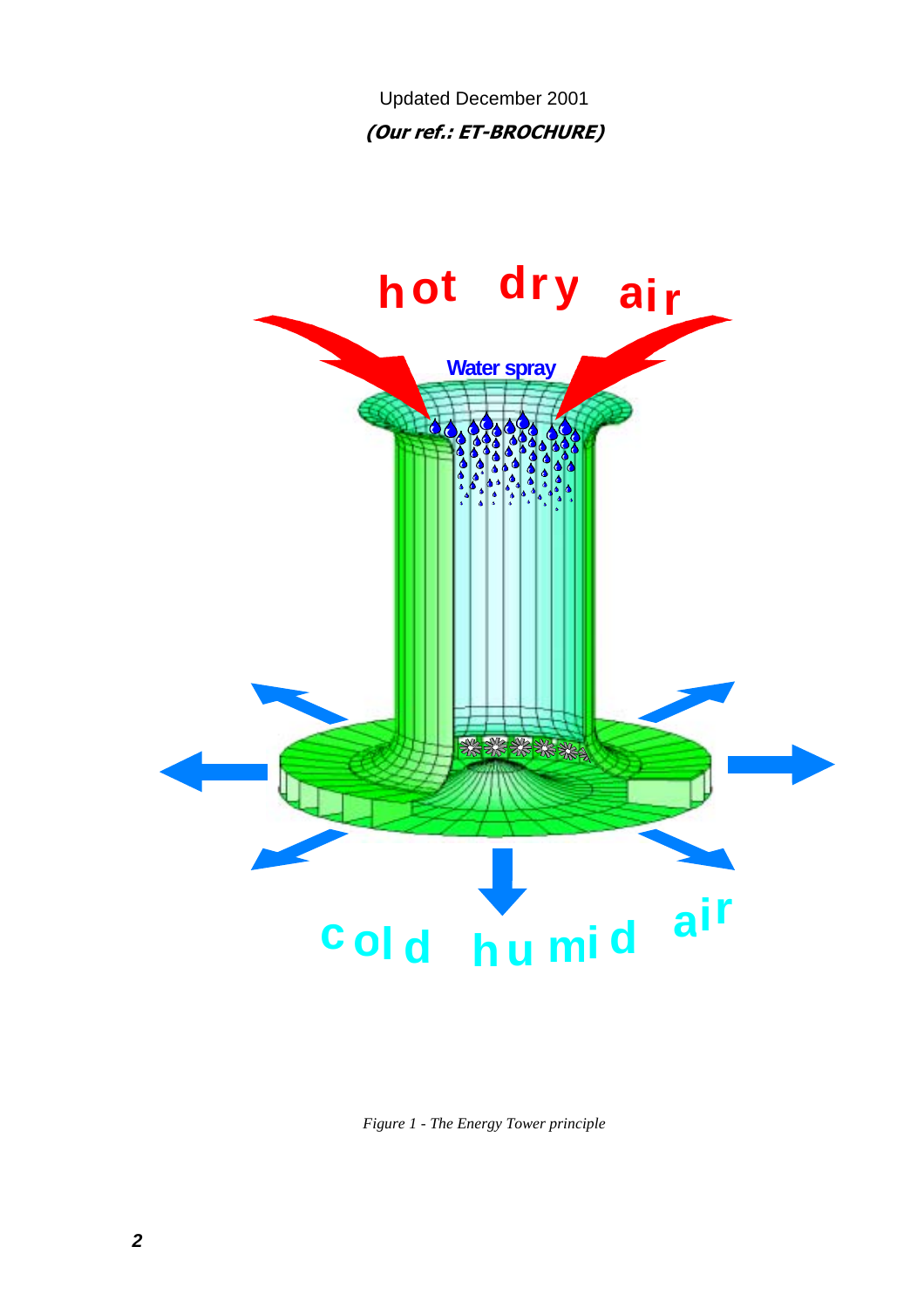Updated December 2001

***(Our ref.: ET-BROCHURE)***

*Figure 1 - The Energy Tower principle*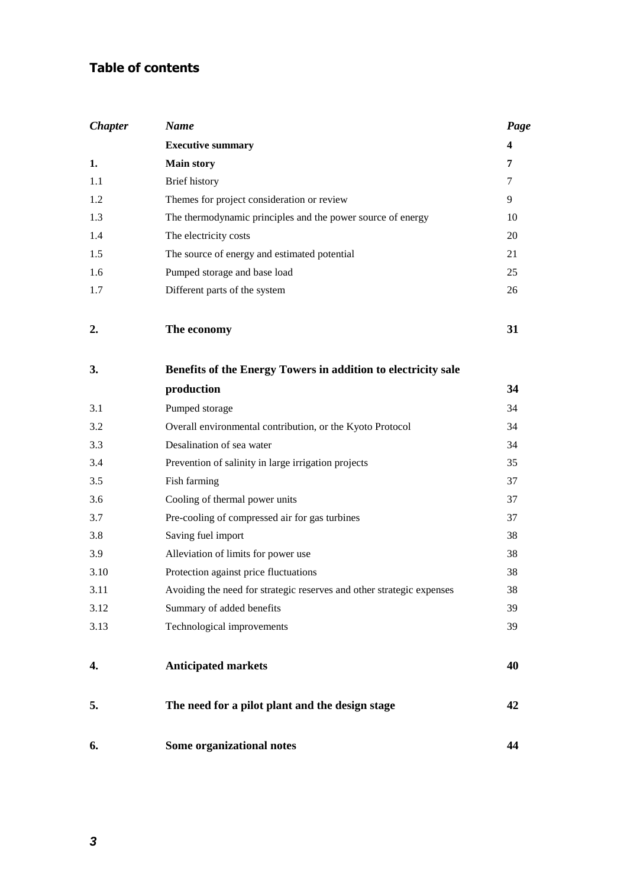# Table of contents

| *Chapter* | *Name* | *Page* |
|---|---|---|
| | **Executive summary** | **4** |
| **1.** | **Main story** | **7** |
| 1.1 | Brief history | 7 |
| 1.2 | Themes for project consideration or review | 9 |
| 1.3 | The thermodynamic principles and the power source of energy | 10 |
| 1.4 | The electricity costs | 20 |
| 1.5 | The source of energy and estimated potential | 21 |
| 1.6 | Pumped storage and base load | 25 |
| 1.7 | Different parts of the system | 26 |
| **2.** | **The economy** | **31** |
| **3.** | **Benefits of the Energy Towers in addition to electricity sale production** | **34** |
| 3.1 | Pumped storage | 34 |
| 3.2 | Overall environmental contribution, or the Kyoto Protocol | 34 |
| 3.3 | Desalination of sea water | 34 |
| 3.4 | Prevention of salinity in large irrigation projects | 35 |
| 3.5 | Fish farming | 37 |
| 3.6 | Cooling of thermal power units | 37 |
| 3.7 | Pre-cooling of compressed air for gas turbines | 37 |
| 3.8 | Saving fuel import | 38 |
| 3.9 | Alleviation of limits for power use | 38 |
| 3.10 | Protection against price fluctuations | 38 |
| 3.11 | Avoiding the need for strategic reserves and other strategic expenses | 38 |
| 3.12 | Summary of added benefits | 39 |
| 3.13 | Technological improvements | 39 |
| **4.** | **Anticipated markets** | **40** |
| **5.** | **The need for a pilot plant and the design stage** | **42** |
| **6.** | **Some organizational notes** | **44** |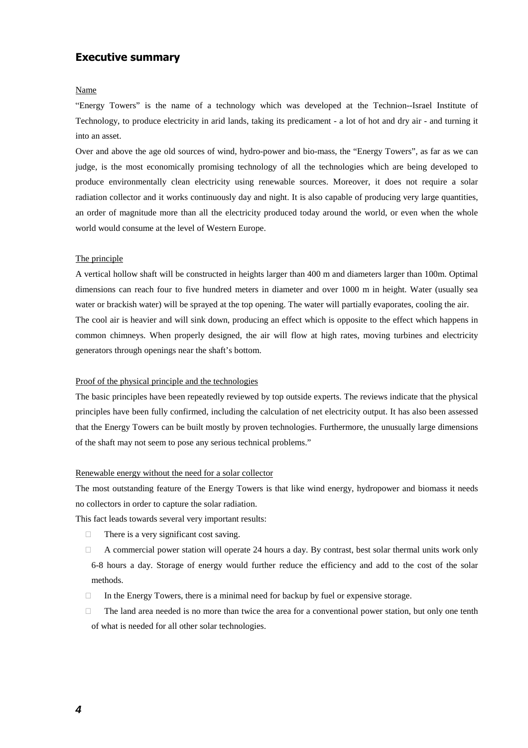## Executive summary

Name

"Energy Towers" is the name of a technology which was developed at the Technion--Israel Institute of Technology, to produce electricity in arid lands, taking its predicament - a lot of hot and dry air - and turning it into an asset.

Over and above the age old sources of wind, hydro-power and bio-mass, the "Energy Towers", as far as we can judge, is the most economically promising technology of all the technologies which are being developed to produce environmentally clean electricity using renewable sources. Moreover, it does not require a solar radiation collector and it works continuously day and night. It is also capable of producing very large quantities, an order of magnitude more than all the electricity produced today around the world, or even when the whole world would consume at the level of Western Europe.

The principle

A vertical hollow shaft will be constructed in heights larger than 400 m and diameters larger than 100m. Optimal dimensions can reach four to five hundred meters in diameter and over 1000 m in height. Water (usually sea water or brackish water) will be sprayed at the top opening. The water will partially evaporates, cooling the air. The cool air is heavier and will sink down, producing an effect which is opposite to the effect which happens in common chimneys. When properly designed, the air will flow at high rates, moving turbines and electricity generators through openings near the shaft's bottom.

Proof of the physical principle and the technologies

The basic principles have been repeatedly reviewed by top outside experts. The reviews indicate that the physical principles have been fully confirmed, including the calculation of net electricity output. It has also been assessed that the Energy Towers can be built mostly by proven technologies. Furthermore, the unusually large dimensions of the shaft may not seem to pose any serious technical problems."

Renewable energy without the need for a solar collector

The most outstanding feature of the Energy Towers is that like wind energy, hydropower and biomass it needs no collectors in order to capture the solar radiation.

This fact leads towards several very important results:

- There is a very significant cost saving.
- A commercial power station will operate 24 hours a day. By contrast, best solar thermal units work only 6-8 hours a day. Storage of energy would further reduce the efficiency and add to the cost of the solar methods.
- In the Energy Towers, there is a minimal need for backup by fuel or expensive storage.
- The land area needed is no more than twice the area for a conventional power station, but only one tenth of what is needed for all other solar technologies.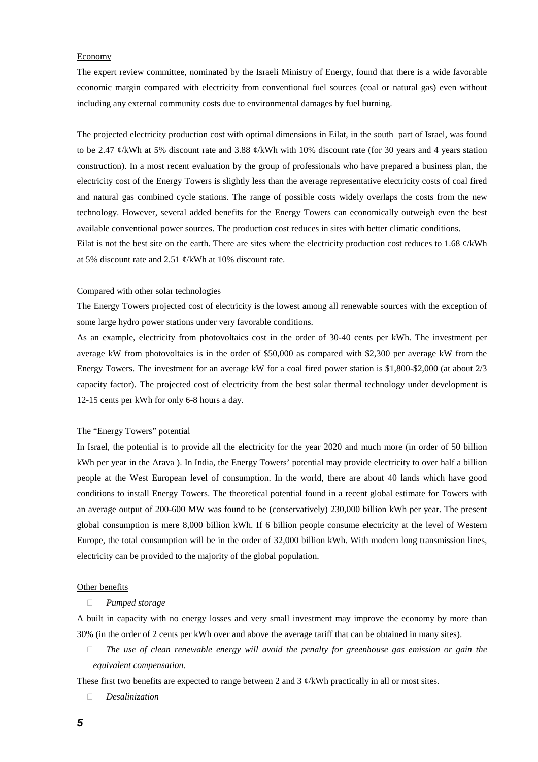Economy

The expert review committee, nominated by the Israeli Ministry of Energy, found that there is a wide favorable economic margin compared with electricity from conventional fuel sources (coal or natural gas) even without including any external community costs due to environmental damages by fuel burning.

The projected electricity production cost with optimal dimensions in Eilat, in the south part of Israel, was found to be 2.47 ¢/kWh at 5% discount rate and 3.88 ¢/kWh with 10% discount rate (for 30 years and 4 years station construction). In a most recent evaluation by the group of professionals who have prepared a business plan, the electricity cost of the Energy Towers is slightly less than the average representative electricity costs of coal fired and natural gas combined cycle stations. The range of possible costs widely overlaps the costs from the new technology. However, several added benefits for the Energy Towers can economically outweigh even the best available conventional power sources. The production cost reduces in sites with better climatic conditions.

Eilat is not the best site on the earth. There are sites where the electricity production cost reduces to 1.68 ¢/kWh at 5% discount rate and 2.51 ¢/kWh at 10% discount rate.

Compared with other solar technologies

The Energy Towers projected cost of electricity is the lowest among all renewable sources with the exception of some large hydro power stations under very favorable conditions.

As an example, electricity from photovoltaics cost in the order of 30-40 cents per kWh. The investment per average kW from photovoltaics is in the order of $50,000 as compared with $2,300 per average kW from the Energy Towers. The investment for an average kW for a coal fired power station is $1,800-$2,000 (at about 2/3 capacity factor). The projected cost of electricity from the best solar thermal technology under development is 12-15 cents per kWh for only 6-8 hours a day.

The "Energy Towers" potential

In Israel, the potential is to provide all the electricity for the year 2020 and much more (in order of 50 billion kWh per year in the Arava ). In India, the Energy Towers' potential may provide electricity to over half a billion people at the West European level of consumption. In the world, there are about 40 lands which have good conditions to install Energy Towers. The theoretical potential found in a recent global estimate for Towers with an average output of 200-600 MW was found to be (conservatively) 230,000 billion kWh per year. The present global consumption is mere 8,000 billion kWh. If 6 billion people consume electricity at the level of Western Europe, the total consumption will be in the order of 32,000 billion kWh. With modern long transmission lines, electricity can be provided to the majority of the global population.

Other benefits

- *Pumped storage*

A built in capacity with no energy losses and very small investment may improve the economy by more than 30% (in the order of 2 cents per kWh over and above the average tariff that can be obtained in many sites).

- *The use of clean renewable energy will avoid the penalty for greenhouse gas emission or gain the equivalent compensation.*

These first two benefits are expected to range between 2 and 3 ¢/kWh practically in all or most sites.

- *Desalinization*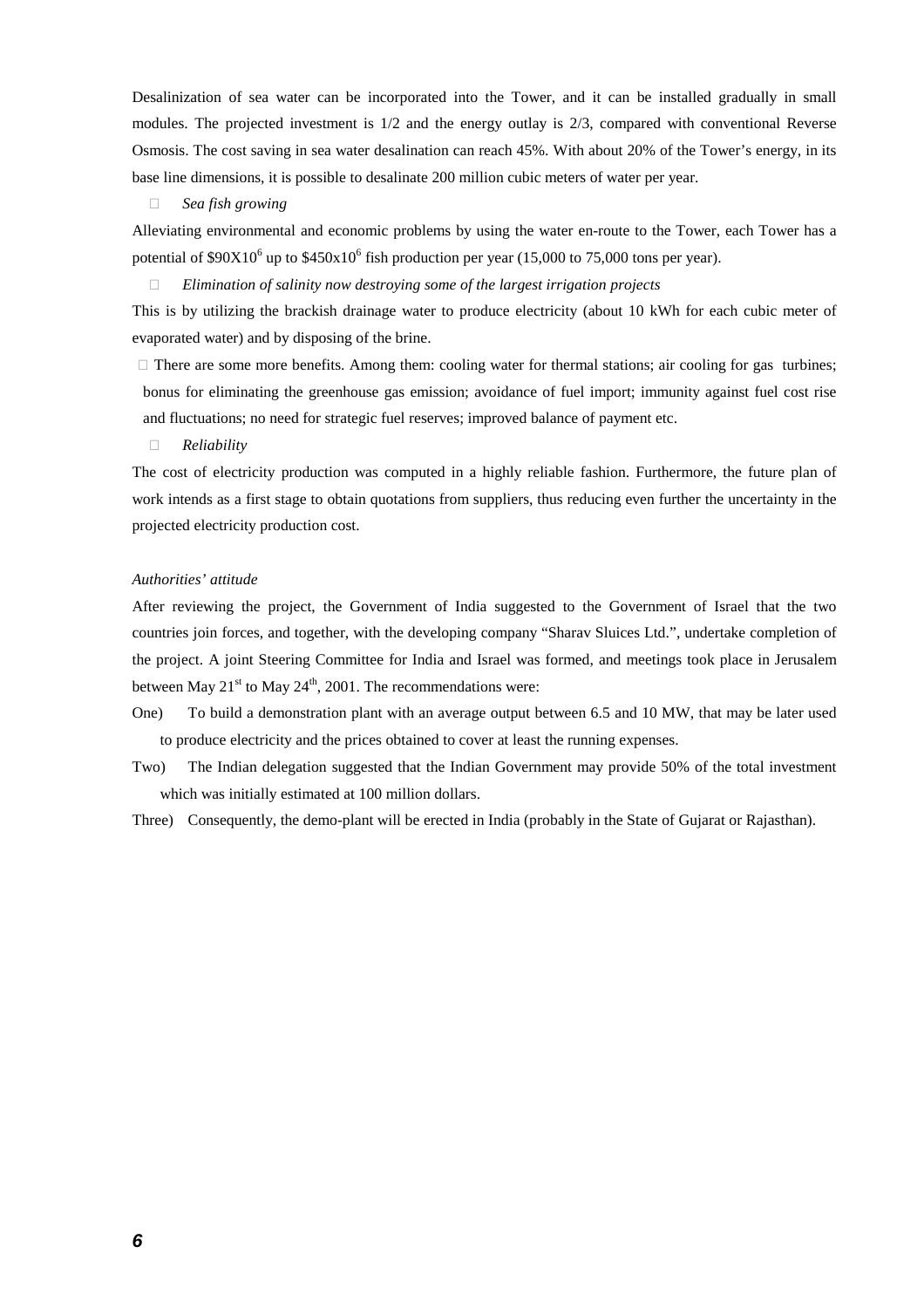Desalinization of sea water can be incorporated into the Tower, and it can be installed gradually in small modules. The projected investment is 1/2 and the energy outlay is 2/3, compared with conventional Reverse Osmosis. The cost saving in sea water desalination can reach 45%. With about 20% of the Tower's energy, in its base line dimensions, it is possible to desalinate 200 million cubic meters of water per year.

- *Sea fish growing*

Alleviating environmental and economic problems by using the water en-route to the Tower, each Tower has a potential of $\$90X10^6$ up to $\$450x10^6$ fish production per year (15,000 to 75,000 tons per year).

- *Elimination of salinity now destroying some of the largest irrigation projects*

This is by utilizing the brackish drainage water to produce electricity (about 10 kWh for each cubic meter of evaporated water) and by disposing of the brine.

- There are some more benefits. Among them: cooling water for thermal stations; air cooling for gas turbines; bonus for eliminating the greenhouse gas emission; avoidance of fuel import; immunity against fuel cost rise and fluctuations; no need for strategic fuel reserves; improved balance of payment etc.

- *Reliability*

The cost of electricity production was computed in a highly reliable fashion. Furthermore, the future plan of work intends as a first stage to obtain quotations from suppliers, thus reducing even further the uncertainty in the projected electricity production cost.

*Authorities' attitude*

After reviewing the project, the Government of India suggested to the Government of Israel that the two countries join forces, and together, with the developing company "Sharav Sluices Ltd.", undertake completion of the project. A joint Steering Committee for India and Israel was formed, and meetings took place in Jerusalem between May 21st to May 24th, 2001. The recommendations were:

One) To build a demonstration plant with an average output between 6.5 and 10 MW, that may be later used to produce electricity and the prices obtained to cover at least the running expenses.

Two) The Indian delegation suggested that the Indian Government may provide 50% of the total investment which was initially estimated at 100 million dollars.

Three) Consequently, the demo-plant will be erected in India (probably in the State of Gujarat or Rajasthan).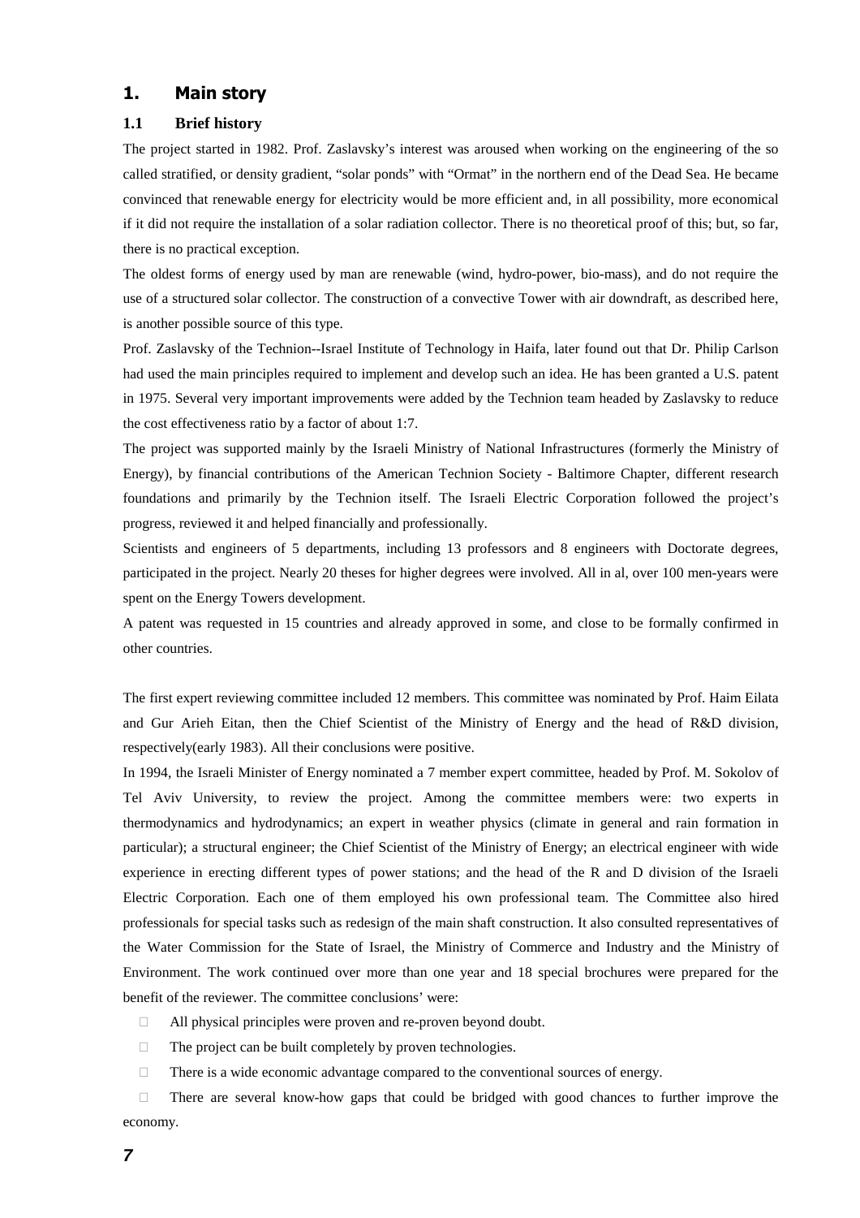# 1. Main story

## 1.1 Brief history

The project started in 1982. Prof. Zaslavsky's interest was aroused when working on the engineering of the so called stratified, or density gradient, "solar ponds" with "Ormat" in the northern end of the Dead Sea. He became convinced that renewable energy for electricity would be more efficient and, in all possibility, more economical if it did not require the installation of a solar radiation collector. There is no theoretical proof of this; but, so far, there is no practical exception.

The oldest forms of energy used by man are renewable (wind, hydro-power, bio-mass), and do not require the use of a structured solar collector. The construction of a convective Tower with air downdraft, as described here, is another possible source of this type.

Prof. Zaslavsky of the Technion--Israel Institute of Technology in Haifa, later found out that Dr. Philip Carlson had used the main principles required to implement and develop such an idea. He has been granted a U.S. patent in 1975. Several very important improvements were added by the Technion team headed by Zaslavsky to reduce the cost effectiveness ratio by a factor of about 1:7.

The project was supported mainly by the Israeli Ministry of National Infrastructures (formerly the Ministry of Energy), by financial contributions of the American Technion Society - Baltimore Chapter, different research foundations and primarily by the Technion itself. The Israeli Electric Corporation followed the project's progress, reviewed it and helped financially and professionally.

Scientists and engineers of 5 departments, including 13 professors and 8 engineers with Doctorate degrees, participated in the project. Nearly 20 theses for higher degrees were involved. All in al, over 100 men-years were spent on the Energy Towers development.

A patent was requested in 15 countries and already approved in some, and close to be formally confirmed in other countries.

The first expert reviewing committee included 12 members. This committee was nominated by Prof. Haim Eilata and Gur Arieh Eitan, then the Chief Scientist of the Ministry of Energy and the head of R&D division, respectively(early 1983). All their conclusions were positive.

In 1994, the Israeli Minister of Energy nominated a 7 member expert committee, headed by Prof. M. Sokolov of Tel Aviv University, to review the project. Among the committee members were: two experts in thermodynamics and hydrodynamics; an expert in weather physics (climate in general and rain formation in particular); a structural engineer; the Chief Scientist of the Ministry of Energy; an electrical engineer with wide experience in erecting different types of power stations; and the head of the R and D division of the Israeli Electric Corporation. Each one of them employed his own professional team. The Committee also hired professionals for special tasks such as redesign of the main shaft construction. It also consulted representatives of the Water Commission for the State of Israel, the Ministry of Commerce and Industry and the Ministry of Environment. The work continued over more than one year and 18 special brochures were prepared for the benefit of the reviewer. The committee conclusions' were:

- All physical principles were proven and re-proven beyond doubt.
- The project can be built completely by proven technologies.
- There is a wide economic advantage compared to the conventional sources of energy.
- There are several know-how gaps that could be bridged with good chances to further improve the economy.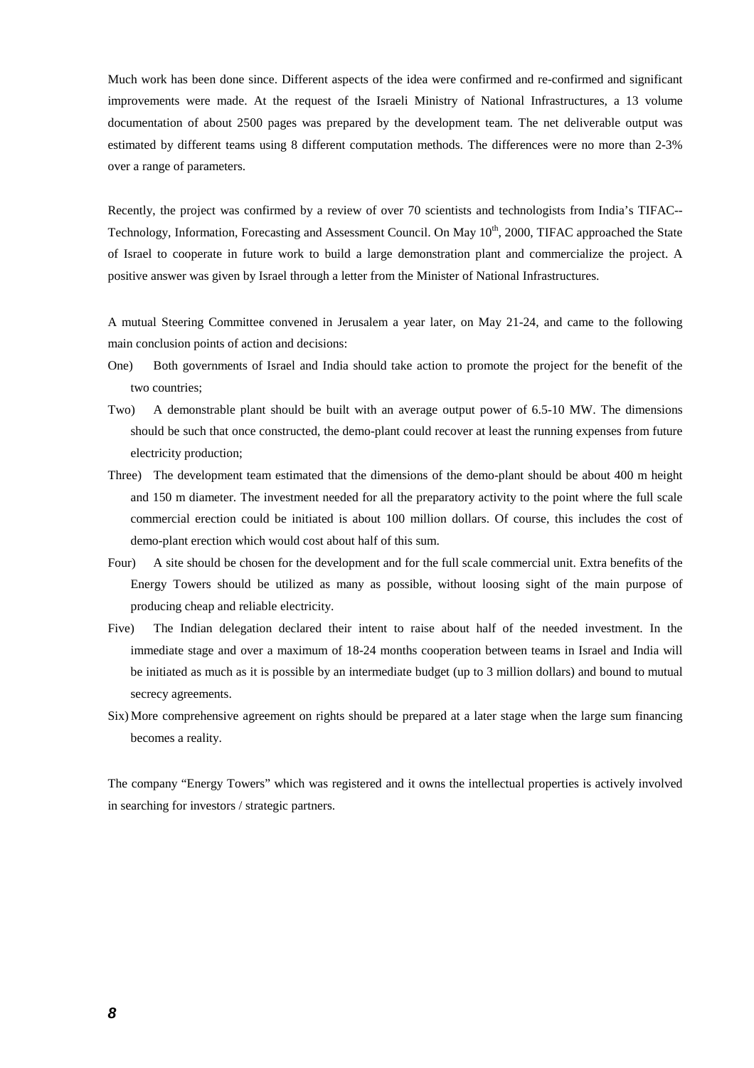Much work has been done since. Different aspects of the idea were confirmed and re-confirmed and significant improvements were made. At the request of the Israeli Ministry of National Infrastructures, a 13 volume documentation of about 2500 pages was prepared by the development team. The net deliverable output was estimated by different teams using 8 different computation methods. The differences were no more than 2-3% over a range of parameters.

Recently, the project was confirmed by a review of over 70 scientists and technologists from India's TIFAC--Technology, Information, Forecasting and Assessment Council. On May 10th, 2000, TIFAC approached the State of Israel to cooperate in future work to build a large demonstration plant and commercialize the project. A positive answer was given by Israel through a letter from the Minister of National Infrastructures.

A mutual Steering Committee convened in Jerusalem a year later, on May 21-24, and came to the following main conclusion points of action and decisions:

One) Both governments of Israel and India should take action to promote the project for the benefit of the two countries;

Two) A demonstrable plant should be built with an average output power of 6.5-10 MW. The dimensions should be such that once constructed, the demo-plant could recover at least the running expenses from future electricity production;

Three) The development team estimated that the dimensions of the demo-plant should be about 400 m height and 150 m diameter. The investment needed for all the preparatory activity to the point where the full scale commercial erection could be initiated is about 100 million dollars. Of course, this includes the cost of demo-plant erection which would cost about half of this sum.

Four) A site should be chosen for the development and for the full scale commercial unit. Extra benefits of the Energy Towers should be utilized as many as possible, without loosing sight of the main purpose of producing cheap and reliable electricity.

Five) The Indian delegation declared their intent to raise about half of the needed investment. In the immediate stage and over a maximum of 18-24 months cooperation between teams in Israel and India will be initiated as much as it is possible by an intermediate budget (up to 3 million dollars) and bound to mutual secrecy agreements.

Six) More comprehensive agreement on rights should be prepared at a later stage when the large sum financing becomes a reality.

The company "Energy Towers" which was registered and it owns the intellectual properties is actively involved in searching for investors / strategic partners.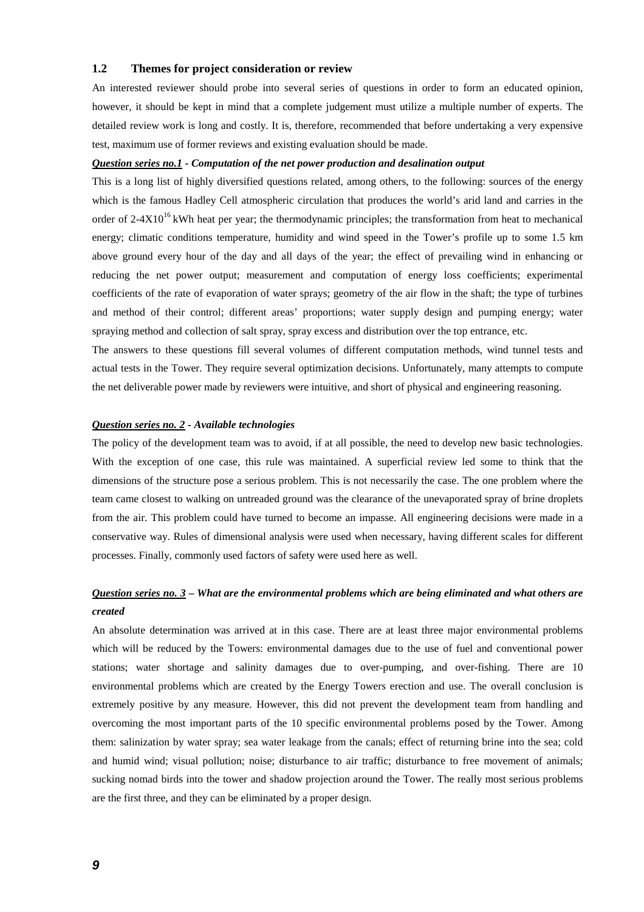## 1.2 Themes for project consideration or review

An interested reviewer should probe into several series of questions in order to form an educated opinion, however, it should be kept in mind that a complete judgement must utilize a multiple number of experts. The detailed review work is long and costly. It is, therefore, recommended that before undertaking a very expensive test, maximum use of former reviews and existing evaluation should be made.

***Question series no.1** - Computation of the net power production and desalination output*

This is a long list of highly diversified questions related, among others, to the following: sources of the energy which is the famous Hadley Cell atmospheric circulation that produces the world's arid land and carries in the order of $2\text{-}4X10^{16}$ kWh heat per year; the thermodynamic principles; the transformation from heat to mechanical energy; climatic conditions temperature, humidity and wind speed in the Tower's profile up to some 1.5 km above ground every hour of the day and all days of the year; the effect of prevailing wind in enhancing or reducing the net power output; measurement and computation of energy loss coefficients; experimental coefficients of the rate of evaporation of water sprays; geometry of the air flow in the shaft; the type of turbines and method of their control; different areas' proportions; water supply design and pumping energy; water spraying method and collection of salt spray, spray excess and distribution over the top entrance, etc.

The answers to these questions fill several volumes of different computation methods, wind tunnel tests and actual tests in the Tower. They require several optimization decisions. Unfortunately, many attempts to compute the net deliverable power made by reviewers were intuitive, and short of physical and engineering reasoning.

***Question series no. 2** - Available technologies*

The policy of the development team was to avoid, if at all possible, the need to develop new basic technologies. With the exception of one case, this rule was maintained. A superficial review led some to think that the dimensions of the structure pose a serious problem. This is not necessarily the case. The one problem where the team came closest to walking on untreaded ground was the clearance of the unevaporated spray of brine droplets from the air. This problem could have turned to become an impasse. All engineering decisions were made in a conservative way. Rules of dimensional analysis were used when necessary, having different scales for different processes. Finally, commonly used factors of safety were used here as well.

***Question series no. 3** – What are the environmental problems which are being eliminated and what others are created*

An absolute determination was arrived at in this case. There are at least three major environmental problems which will be reduced by the Towers: environmental damages due to the use of fuel and conventional power stations; water shortage and salinity damages due to over-pumping, and over-fishing. There are 10 environmental problems which are created by the Energy Towers erection and use. The overall conclusion is extremely positive by any measure. However, this did not prevent the development team from handling and overcoming the most important parts of the 10 specific environmental problems posed by the Tower. Among them: salinization by water spray; sea water leakage from the canals; effect of returning brine into the sea; cold and humid wind; visual pollution; noise; disturbance to air traffic; disturbance to free movement of animals; sucking nomad birds into the tower and shadow projection around the Tower. The really most serious problems are the first three, and they can be eliminated by a proper design.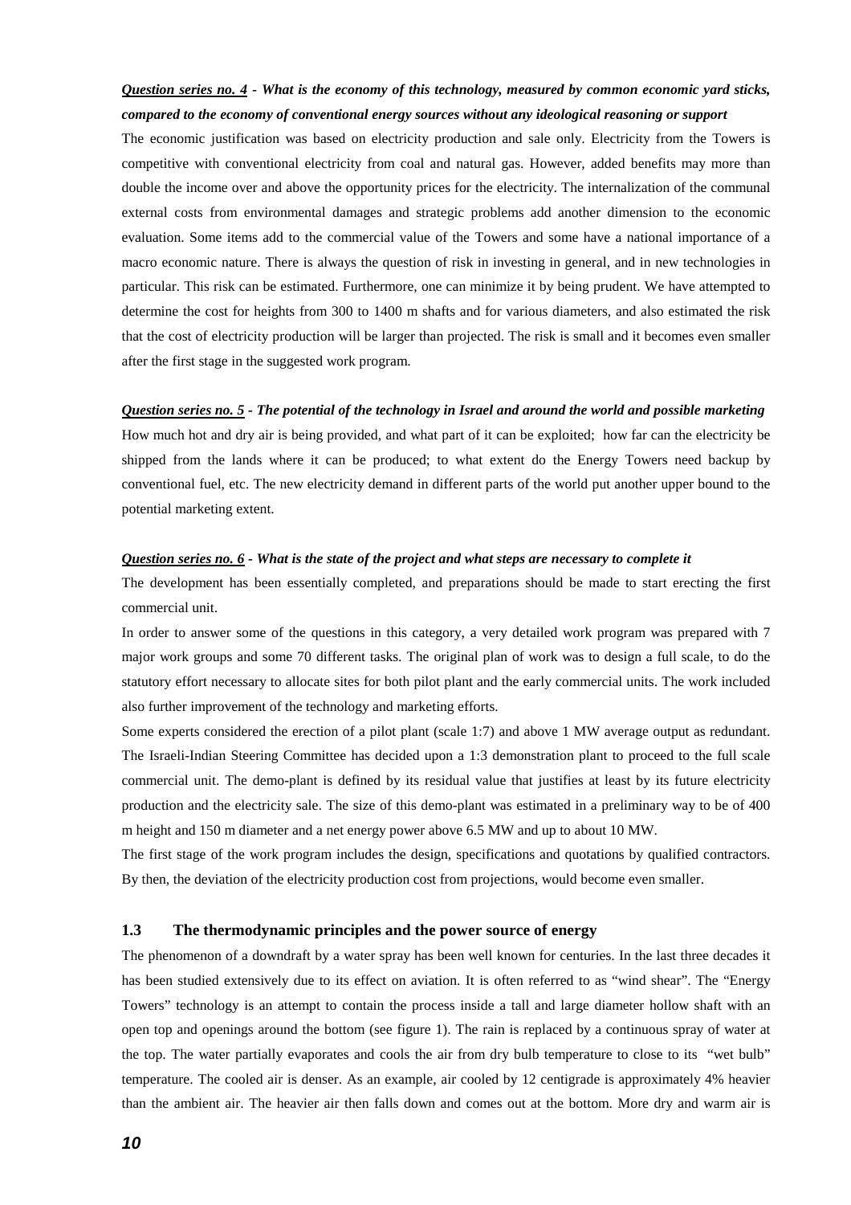***Question series no. 4*** ***- What is the economy of this technology, measured by common economic yard sticks, compared to the economy of conventional energy sources without any ideological reasoning or support***

The economic justification was based on electricity production and sale only. Electricity from the Towers is competitive with conventional electricity from coal and natural gas. However, added benefits may more than double the income over and above the opportunity prices for the electricity. The internalization of the communal external costs from environmental damages and strategic problems add another dimension to the economic evaluation. Some items add to the commercial value of the Towers and some have a national importance of a macro economic nature. There is always the question of risk in investing in general, and in new technologies in particular. This risk can be estimated. Furthermore, one can minimize it by being prudent. We have attempted to determine the cost for heights from 300 to 1400 m shafts and for various diameters, and also estimated the risk that the cost of electricity production will be larger than projected. The risk is small and it becomes even smaller after the first stage in the suggested work program.

***Question series no. 5*** ***- The potential of the technology in Israel and around the world and possible marketing***

How much hot and dry air is being provided, and what part of it can be exploited; how far can the electricity be shipped from the lands where it can be produced; to what extent do the Energy Towers need backup by conventional fuel, etc. The new electricity demand in different parts of the world put another upper bound to the potential marketing extent.

***Question series no. 6*** ***- What is the state of the project and what steps are necessary to complete it***

The development has been essentially completed, and preparations should be made to start erecting the first commercial unit.

In order to answer some of the questions in this category, a very detailed work program was prepared with 7 major work groups and some 70 different tasks. The original plan of work was to design a full scale, to do the statutory effort necessary to allocate sites for both pilot plant and the early commercial units. The work included also further improvement of the technology and marketing efforts.

Some experts considered the erection of a pilot plant (scale 1:7) and above 1 MW average output as redundant. The Israeli-Indian Steering Committee has decided upon a 1:3 demonstration plant to proceed to the full scale commercial unit. The demo-plant is defined by its residual value that justifies at least by its future electricity production and the electricity sale. The size of this demo-plant was estimated in a preliminary way to be of 400 m height and 150 m diameter and a net energy power above 6.5 MW and up to about 10 MW.

The first stage of the work program includes the design, specifications and quotations by qualified contractors. By then, the deviation of the electricity production cost from projections, would become even smaller.

### 1.3 The thermodynamic principles and the power source of energy

The phenomenon of a downdraft by a water spray has been well known for centuries. In the last three decades it has been studied extensively due to its effect on aviation. It is often referred to as "wind shear". The "Energy Towers" technology is an attempt to contain the process inside a tall and large diameter hollow shaft with an open top and openings around the bottom (see figure 1). The rain is replaced by a continuous spray of water at the top. The water partially evaporates and cools the air from dry bulb temperature to close to its "wet bulb" temperature. The cooled air is denser. As an example, air cooled by 12 centigrade is approximately 4% heavier than the ambient air. The heavier air then falls down and comes out at the bottom. More dry and warm air is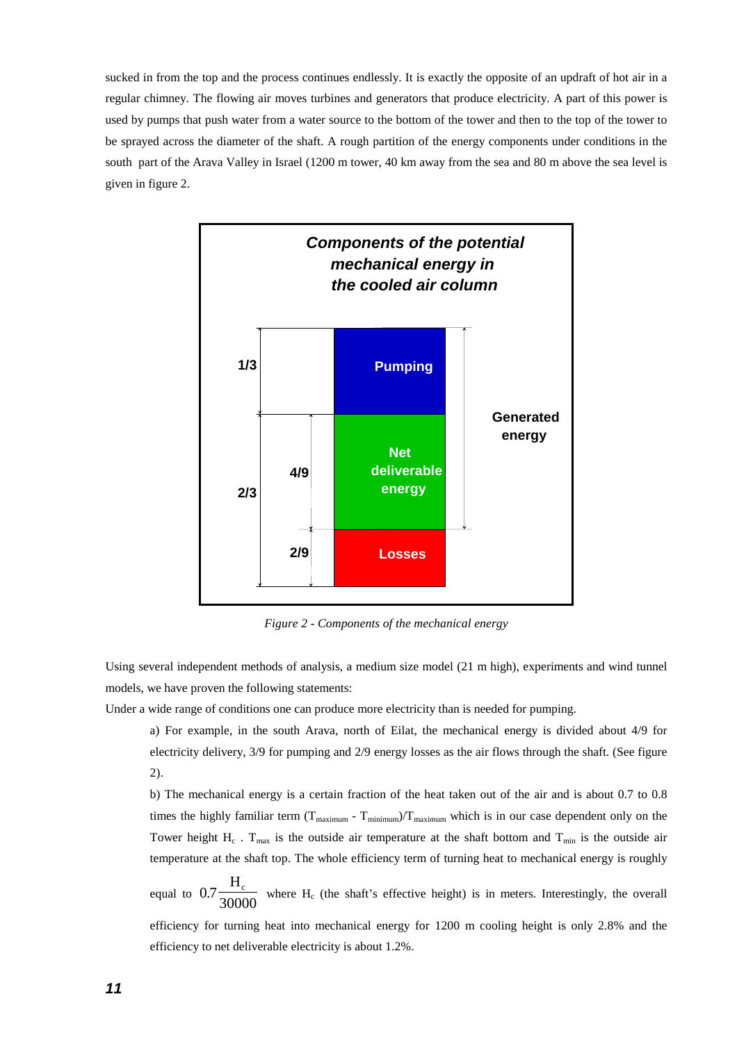sucked in from the top and the process continues endlessly. It is exactly the opposite of an updraft of hot air in a regular chimney. The flowing air moves turbines and generators that produce electricity. A part of this power is used by pumps that push water from a water source to the bottom of the tower and then to the top of the tower to be sprayed across the diameter of the shaft. A rough partition of the energy components under conditions in the south part of the Arava Valley in Israel (1200 m tower, 40 km away from the sea and 80 m above the sea level is given in figure 2.

*Components of the potential mechanical energy in the cooled air column*

| | | Component | |
|---|---|---|---|
| 1/3 | | Pumping | Generated energy |
| 2/3 | 4/9 | Net deliverable energy | Generated energy |
| | 2/9 | Losses | |

*Figure 2 - Components of the mechanical energy*

Using several independent methods of analysis, a medium size model (21 m high), experiments and wind tunnel models, we have proven the following statements:

Under a wide range of conditions one can produce more electricity than is needed for pumping.

a) For example, in the south Arava, north of Eilat, the mechanical energy is divided about 4/9 for electricity delivery, 3/9 for pumping and 2/9 energy losses as the air flows through the shaft. (See figure 2).

b) The mechanical energy is a certain fraction of the heat taken out of the air and is about 0.7 to 0.8 times the highly familiar term $(T_{maximum} - T_{minimum})/T_{maximum}$ which is in our case dependent only on the Tower height $H_c$ . $T_{max}$ is the outside air temperature at the shaft bottom and $T_{min}$ is the outside air temperature at the shaft top. The whole efficiency term of turning heat to mechanical energy is roughly equal to $0.7\frac{H_c}{30000}$ where $H_c$ (the shaft's effective height) is in meters. Interestingly, the overall efficiency for turning heat into mechanical energy for 1200 m cooling height is only 2.8% and the efficiency to net deliverable electricity is about 1.2%.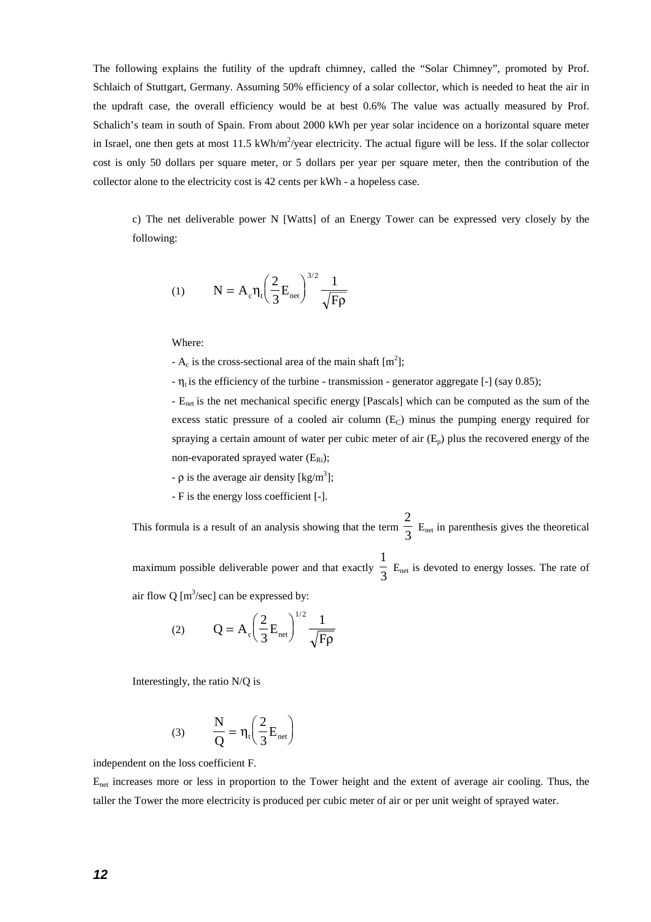The following explains the futility of the updraft chimney, called the "Solar Chimney", promoted by Prof. Schlaich of Stuttgart, Germany. Assuming 50% efficiency of a solar collector, which is needed to heat the air in the updraft case, the overall efficiency would be at best 0.6% The value was actually measured by Prof. Schalich's team in south of Spain. From about 2000 kWh per year solar incidence on a horizontal square meter in Israel, one then gets at most 11.5 kWh/m$^2$/year electricity. The actual figure will be less. If the solar collector cost is only 50 dollars per square meter, or 5 dollars per year per square meter, then the contribution of the collector alone to the electricity cost is 42 cents per kWh - a hopeless case.

c) The net deliverable power N [Watts] of an Energy Tower can be expressed very closely by the following:

$$N = A_c \eta_t \left( \frac{2}{3} E_{net} \right)^{3/2} \frac{1}{\sqrt{F\rho}} \qquad (1)$$

Where:

- $A_c$ is the cross-sectional area of the main shaft [m$^2$];
- $\eta_t$ is the efficiency of the turbine - transmission - generator aggregate [-] (say 0.85);
- $E_{net}$ is the net mechanical specific energy [Pascals] which can be computed as the sum of the excess static pressure of a cooled air column ($E_C$) minus the pumping energy required for spraying a certain amount of water per cubic meter of air ($E_p$) plus the recovered energy of the non-evaporated sprayed water ($E_{Ri}$);
- $\rho$ is the average air density [kg/m$^3$];
- F is the energy loss coefficient [-].

This formula is a result of an analysis showing that the term $\frac{2}{3}$ $E_{net}$ in parenthesis gives the theoretical maximum possible deliverable power and that exactly $\frac{1}{3}$ $E_{net}$ is devoted to energy losses. The rate of air flow Q [m$^3$/sec] can be expressed by:

$$Q = A_c \left( \frac{2}{3} E_{net} \right)^{1/2} \frac{1}{\sqrt{F\rho}} \qquad (2)$$

Interestingly, the ratio N/Q is

$$\frac{N}{Q} = \eta_t \left( \frac{2}{3} E_{net} \right) \qquad (3)$$

independent on the loss coefficient F.

$E_{net}$ increases more or less in proportion to the Tower height and the extent of average air cooling. Thus, the taller the Tower the more electricity is produced per cubic meter of air or per unit weight of sprayed water.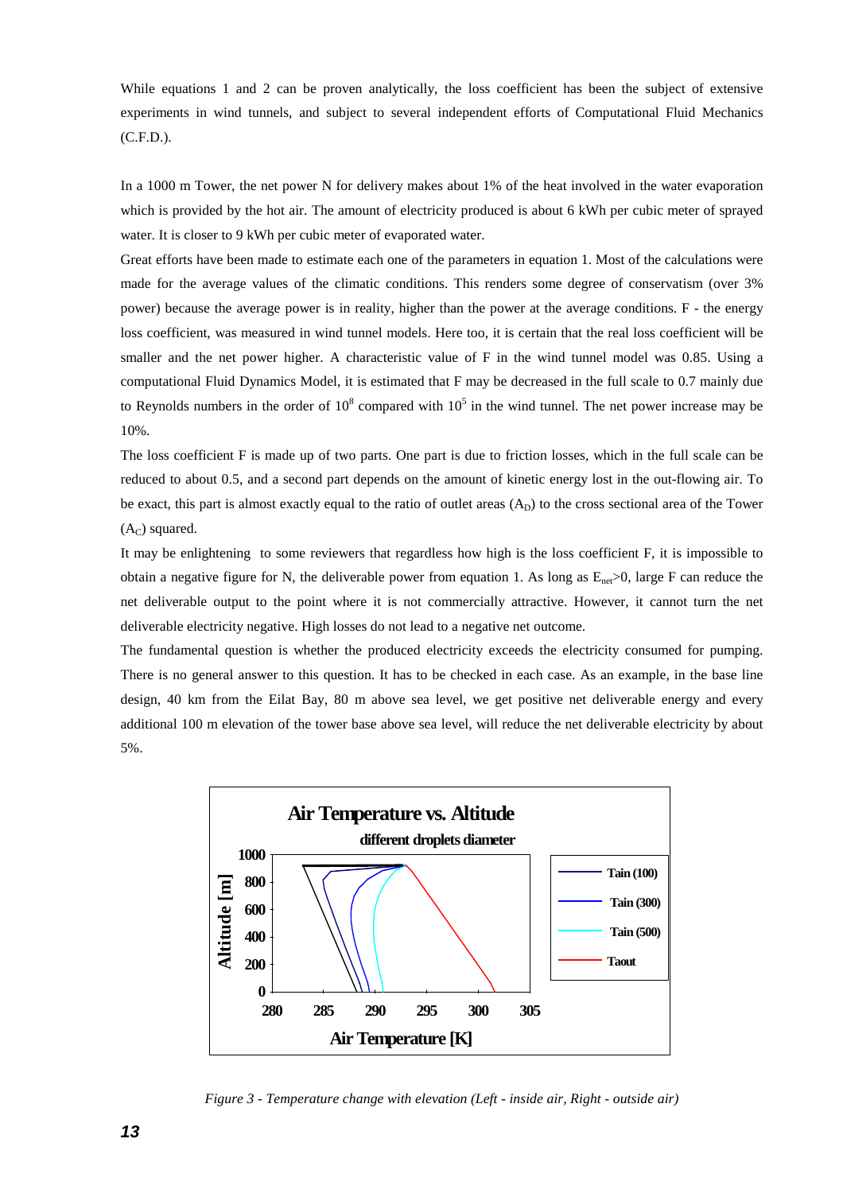While equations 1 and 2 can be proven analytically, the loss coefficient has been the subject of extensive experiments in wind tunnels, and subject to several independent efforts of Computational Fluid Mechanics (C.F.D.).

In a 1000 m Tower, the net power N for delivery makes about 1% of the heat involved in the water evaporation which is provided by the hot air. The amount of electricity produced is about 6 kWh per cubic meter of sprayed water. It is closer to 9 kWh per cubic meter of evaporated water.

Great efforts have been made to estimate each one of the parameters in equation 1. Most of the calculations were made for the average values of the climatic conditions. This renders some degree of conservatism (over 3% power) because the average power is in reality, higher than the power at the average conditions. F - the energy loss coefficient, was measured in wind tunnel models. Here too, it is certain that the real loss coefficient will be smaller and the net power higher. A characteristic value of F in the wind tunnel model was 0.85. Using a computational Fluid Dynamics Model, it is estimated that F may be decreased in the full scale to 0.7 mainly due to Reynolds numbers in the order of $10^8$ compared with $10^5$ in the wind tunnel. The net power increase may be 10%.

The loss coefficient F is made up of two parts. One part is due to friction losses, which in the full scale can be reduced to about 0.5, and a second part depends on the amount of kinetic energy lost in the out-flowing air. To be exact, this part is almost exactly equal to the ratio of outlet areas ($A_D$) to the cross sectional area of the Tower ($A_C$) squared.

It may be enlightening to some reviewers that regardless how high is the loss coefficient F, it is impossible to obtain a negative figure for N, the deliverable power from equation 1. As long as $E_{net}>0$, large F can reduce the net deliverable output to the point where it is not commercially attractive. However, it cannot turn the net deliverable electricity negative. High losses do not lead to a negative net outcome.

The fundamental question is whether the produced electricity exceeds the electricity consumed for pumping. There is no general answer to this question. It has to be checked in each case. As an example, in the base line design, 40 km from the Eilat Bay, 80 m above sea level, we get positive net deliverable energy and every additional 100 m elevation of the tower base above sea level, will reduce the net deliverable electricity by about 5%.

*Figure 3 - Temperature change with elevation (Left - inside air, Right - outside air)*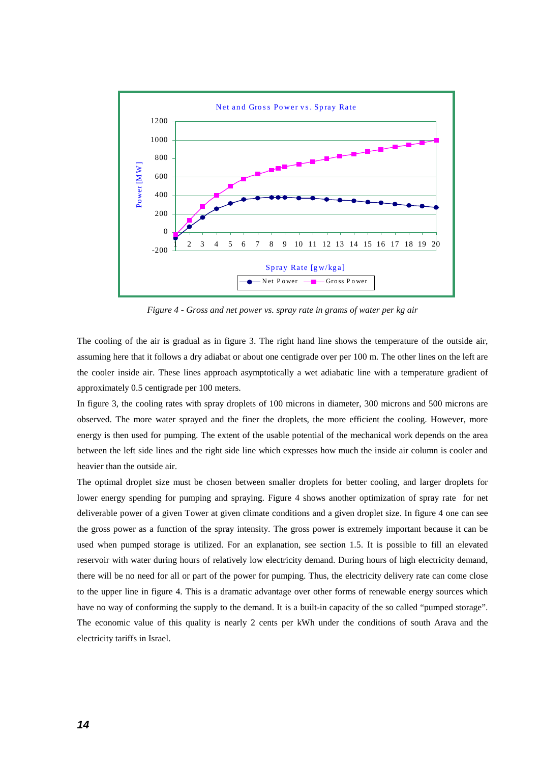*Figure 4 - Gross and net power vs. spray rate in grams of water per kg air*

The cooling of the air is gradual as in figure 3. The right hand line shows the temperature of the outside air, assuming here that it follows a dry adiabat or about one centigrade over per 100 m. The other lines on the left are the cooler inside air. These lines approach asymptotically a wet adiabatic line with a temperature gradient of approximately 0.5 centigrade per 100 meters.

In figure 3, the cooling rates with spray droplets of 100 microns in diameter, 300 microns and 500 microns are observed. The more water sprayed and the finer the droplets, the more efficient the cooling. However, more energy is then used for pumping. The extent of the usable potential of the mechanical work depends on the area between the left side lines and the right side line which expresses how much the inside air column is cooler and heavier than the outside air.

The optimal droplet size must be chosen between smaller droplets for better cooling, and larger droplets for lower energy spending for pumping and spraying. Figure 4 shows another optimization of spray rate for net deliverable power of a given Tower at given climate conditions and a given droplet size. In figure 4 one can see the gross power as a function of the spray intensity. The gross power is extremely important because it can be used when pumped storage is utilized. For an explanation, see section 1.5. It is possible to fill an elevated reservoir with water during hours of relatively low electricity demand. During hours of high electricity demand, there will be no need for all or part of the power for pumping. Thus, the electricity delivery rate can come close to the upper line in figure 4. This is a dramatic advantage over other forms of renewable energy sources which have no way of conforming the supply to the demand. It is a built-in capacity of the so called "pumped storage". The economic value of this quality is nearly 2 cents per kWh under the conditions of south Arava and the electricity tariffs in Israel.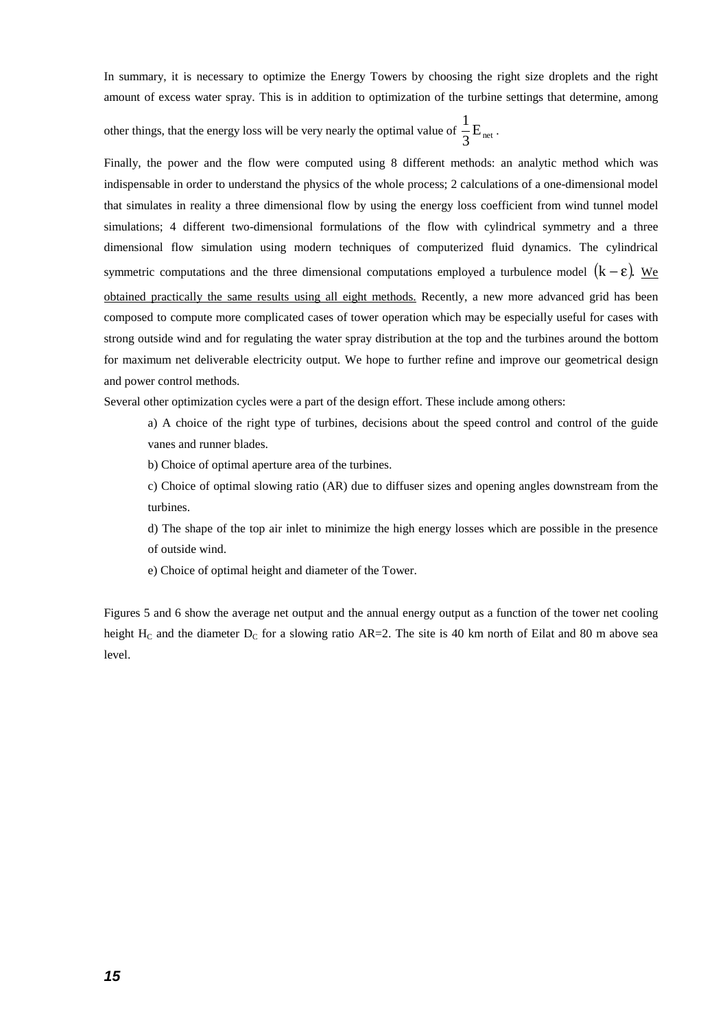In summary, it is necessary to optimize the Energy Towers by choosing the right size droplets and the right amount of excess water spray. This is in addition to optimization of the turbine settings that determine, among other things, that the energy loss will be very nearly the optimal value of $\frac{1}{3}E_{net}$.

Finally, the power and the flow were computed using 8 different methods: an analytic method which was indispensable in order to understand the physics of the whole process; 2 calculations of a one-dimensional model that simulates in reality a three dimensional flow by using the energy loss coefficient from wind tunnel model simulations; 4 different two-dimensional formulations of the flow with cylindrical symmetry and a three dimensional flow simulation using modern techniques of computerized fluid dynamics. The cylindrical symmetric computations and the three dimensional computations employed a turbulence model $(k-\varepsilon)$. <u>We obtained practically the same results using all eight methods.</u> Recently, a new more advanced grid has been composed to compute more complicated cases of tower operation which may be especially useful for cases with strong outside wind and for regulating the water spray distribution at the top and the turbines around the bottom for maximum net deliverable electricity output. We hope to further refine and improve our geometrical design and power control methods.

Several other optimization cycles were a part of the design effort. These include among others:

a) A choice of the right type of turbines, decisions about the speed control and control of the guide vanes and runner blades.

b) Choice of optimal aperture area of the turbines.

c) Choice of optimal slowing ratio (AR) due to diffuser sizes and opening angles downstream from the turbines.

d) The shape of the top air inlet to minimize the high energy losses which are possible in the presence of outside wind.

e) Choice of optimal height and diameter of the Tower.

Figures 5 and 6 show the average net output and the annual energy output as a function of the tower net cooling height $H_C$ and the diameter $D_C$ for a slowing ratio AR=2. The site is 40 km north of Eilat and 80 m above sea level.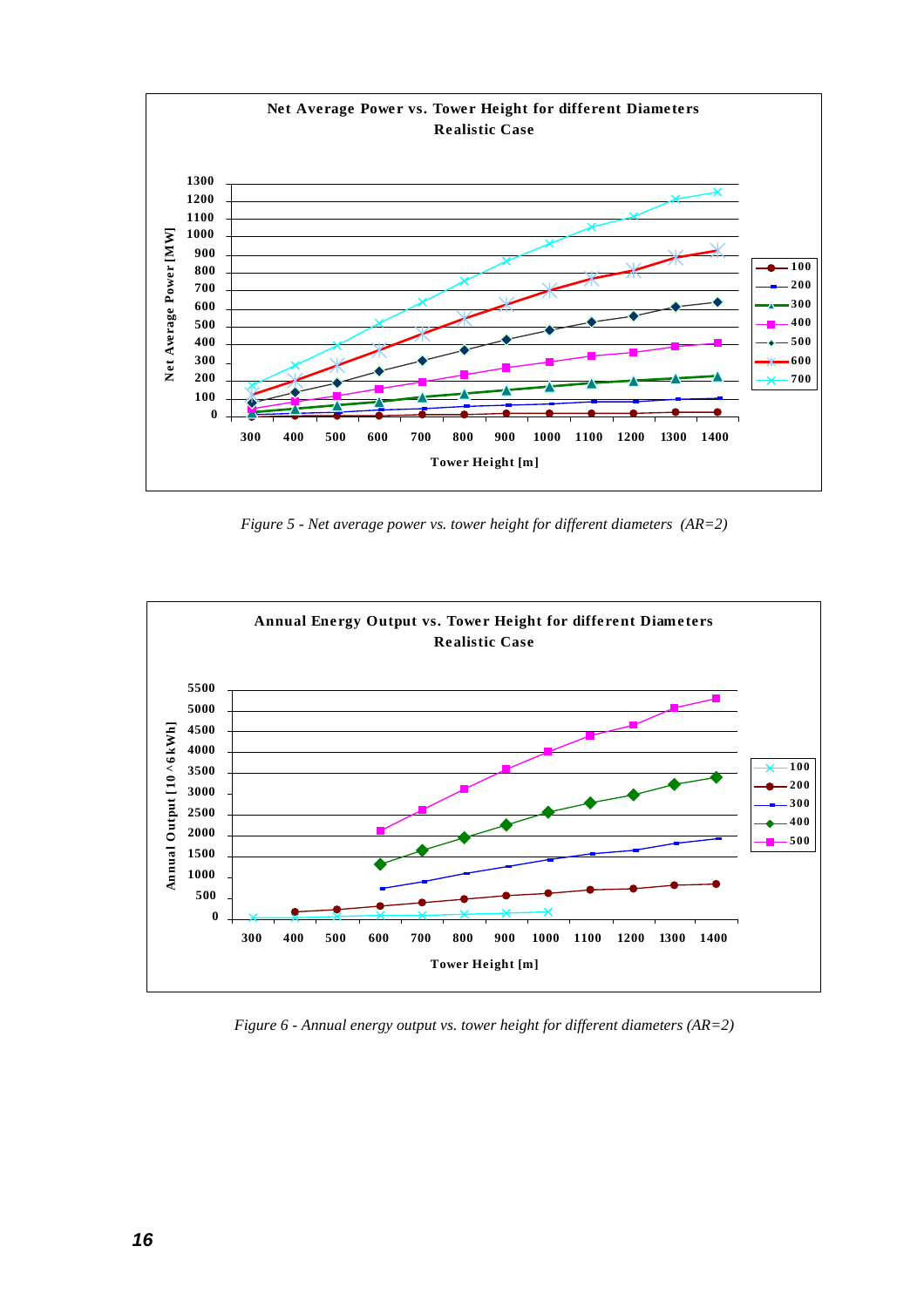Figure 5 - Net average power vs. tower height for different diameters (AR=2)

Figure 6 - Annual energy output vs. tower height for different diameters (AR=2)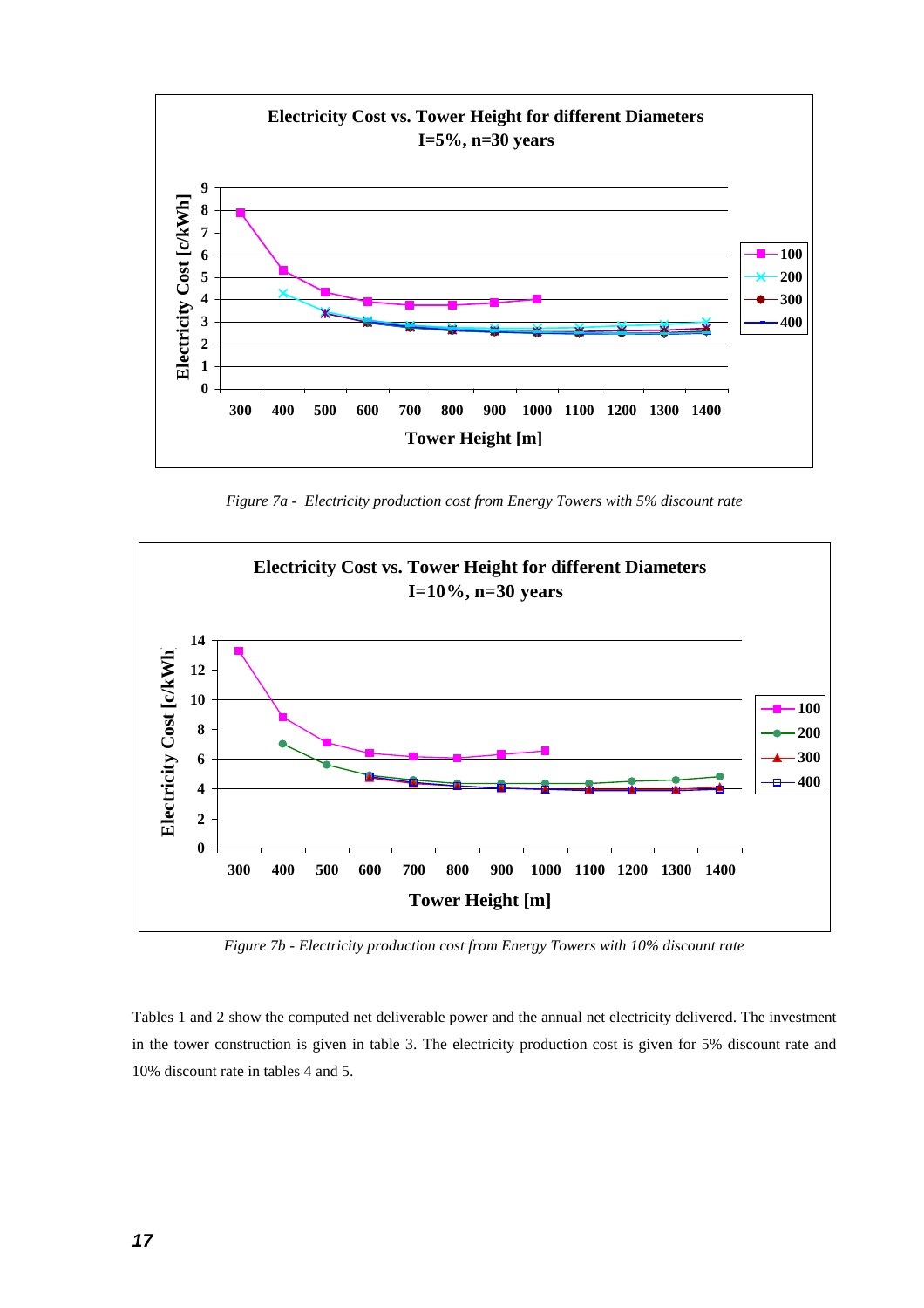*Figure 7a - Electricity production cost from Energy Towers with 5% discount rate*

*Figure 7b - Electricity production cost from Energy Towers with 10% discount rate*

Tables 1 and 2 show the computed net deliverable power and the annual net electricity delivered. The investment in the tower construction is given in table 3. The electricity production cost is given for 5% discount rate and 10% discount rate in tables 4 and 5.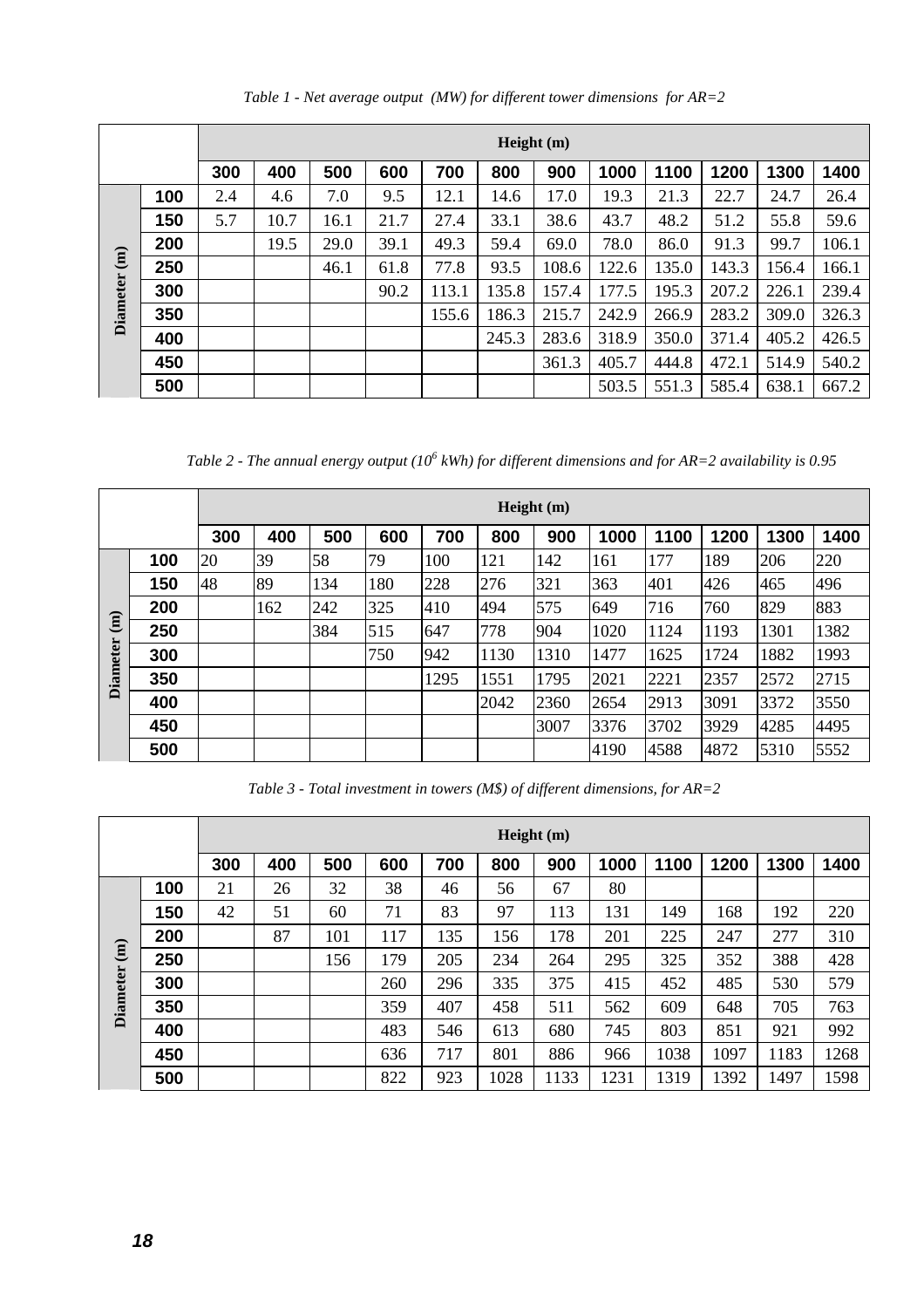*Table 1 - Net average output (MW) for different tower dimensions for AR=2*

| | | Height (m) | | | | | | | | | | | |
|---|---|---|---|---|---|---|---|---|---|---|---|---|---|
| | | 300 | 400 | 500 | 600 | 700 | 800 | 900 | 1000 | 1100 | 1200 | 1300 | 1400 |
| Diameter (m) | 100 | 2.4 | 4.6 | 7.0 | 9.5 | 12.1 | 14.6 | 17.0 | 19.3 | 21.3 | 22.7 | 24.7 | 26.4 |
| | 150 | 5.7 | 10.7 | 16.1 | 21.7 | 27.4 | 33.1 | 38.6 | 43.7 | 48.2 | 51.2 | 55.8 | 59.6 |
| | 200 | | 19.5 | 29.0 | 39.1 | 49.3 | 59.4 | 69.0 | 78.0 | 86.0 | 91.3 | 99.7 | 106.1 |
| | 250 | | | 46.1 | 61.8 | 77.8 | 93.5 | 108.6 | 122.6 | 135.0 | 143.3 | 156.4 | 166.1 |
| | 300 | | | | 90.2 | 113.1 | 135.8 | 157.4 | 177.5 | 195.3 | 207.2 | 226.1 | 239.4 |
| | 350 | | | | | 155.6 | 186.3 | 215.7 | 242.9 | 266.9 | 283.2 | 309.0 | 326.3 |
| | 400 | | | | | | 245.3 | 283.6 | 318.9 | 350.0 | 371.4 | 405.2 | 426.5 |
| | 450 | | | | | | | 361.3 | 405.7 | 444.8 | 472.1 | 514.9 | 540.2 |
| | 500 | | | | | | | | 503.5 | 551.3 | 585.4 | 638.1 | 667.2 |

*Table 2 - The annual energy output ($10^6$ kWh) for different dimensions and for AR=2 availability is 0.95*

| | | Height (m) | | | | | | | | | | | |
|---|---|---|---|---|---|---|---|---|---|---|---|---|---|
| | | 300 | 400 | 500 | 600 | 700 | 800 | 900 | 1000 | 1100 | 1200 | 1300 | 1400 |
| Diameter (m) | 100 | 20 | 39 | 58 | 79 | 100 | 121 | 142 | 161 | 177 | 189 | 206 | 220 |
| | 150 | 48 | 89 | 134 | 180 | 228 | 276 | 321 | 363 | 401 | 426 | 465 | 496 |
| | 200 | | 162 | 242 | 325 | 410 | 494 | 575 | 649 | 716 | 760 | 829 | 883 |
| | 250 | | | 384 | 515 | 647 | 778 | 904 | 1020 | 1124 | 1193 | 1301 | 1382 |
| | 300 | | | | 750 | 942 | 1130 | 1310 | 1477 | 1625 | 1724 | 1882 | 1993 |
| | 350 | | | | | 1295 | 1551 | 1795 | 2021 | 2221 | 2357 | 2572 | 2715 |
| | 400 | | | | | | 2042 | 2360 | 2654 | 2913 | 3091 | 3372 | 3550 |
| | 450 | | | | | | | 3007 | 3376 | 3702 | 3929 | 4285 | 4495 |
| | 500 | | | | | | | | 4190 | 4588 | 4872 | 5310 | 5552 |

*Table 3 - Total investment in towers (M$) of different dimensions, for AR=2*

| | | Height (m) | | | | | | | | | | | |
|---|---|---|---|---|---|---|---|---|---|---|---|---|---|
| | | 300 | 400 | 500 | 600 | 700 | 800 | 900 | 1000 | 1100 | 1200 | 1300 | 1400 |
| Diameter (m) | 100 | 21 | 26 | 32 | 38 | 46 | 56 | 67 | 80 | | | | |
| | 150 | 42 | 51 | 60 | 71 | 83 | 97 | 113 | 131 | 149 | 168 | 192 | 220 |
| | 200 | | 87 | 101 | 117 | 135 | 156 | 178 | 201 | 225 | 247 | 277 | 310 |
| | 250 | | | 156 | 179 | 205 | 234 | 264 | 295 | 325 | 352 | 388 | 428 |
| | 300 | | | | 260 | 296 | 335 | 375 | 415 | 452 | 485 | 530 | 579 |
| | 350 | | | | 359 | 407 | 458 | 511 | 562 | 609 | 648 | 705 | 763 |
| | 400 | | | | 483 | 546 | 613 | 680 | 745 | 803 | 851 | 921 | 992 |
| | 450 | | | | 636 | 717 | 801 | 886 | 966 | 1038 | 1097 | 1183 | 1268 |
| | 500 | | | | 822 | 923 | 1028 | 1133 | 1231 | 1319 | 1392 | 1497 | 1598 |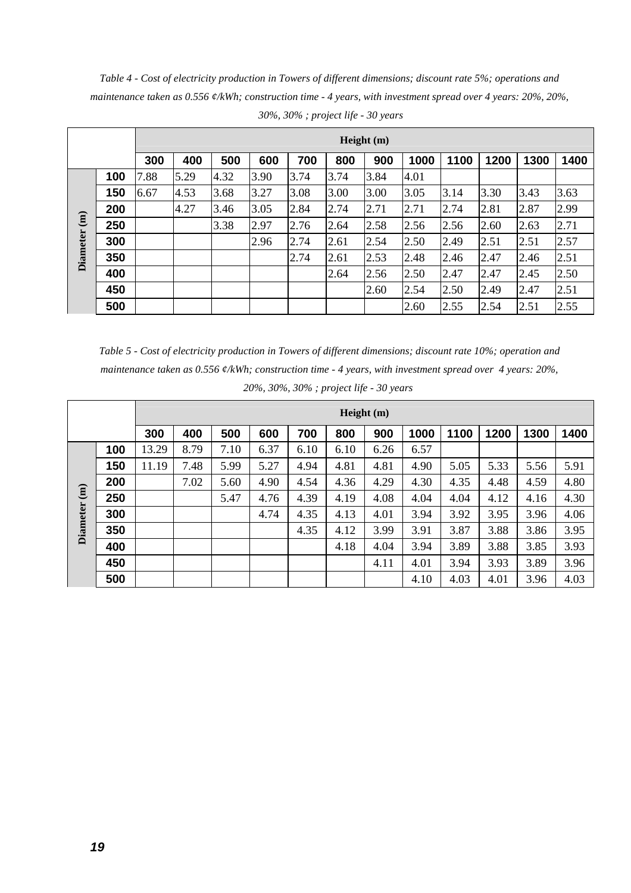*Table 4 - Cost of electricity production in Towers of different dimensions; discount rate 5%; operations and maintenance taken as 0.556 ¢/kWh; construction time - 4 years, with investment spread over 4 years: 20%, 20%, 30%, 30% ; project life - 30 years*

| | | Height (m) | | | | | | | | | | | |
|---|---|---|---|---|---|---|---|---|---|---|---|---|---|
| | | 300 | 400 | 500 | 600 | 700 | 800 | 900 | 1000 | 1100 | 1200 | 1300 | 1400 |
| Diameter (m) | 100 | 7.88 | 5.29 | 4.32 | 3.90 | 3.74 | 3.74 | 3.84 | 4.01 | | | | |
| | 150 | 6.67 | 4.53 | 3.68 | 3.27 | 3.08 | 3.00 | 3.00 | 3.05 | 3.14 | 3.30 | 3.43 | 3.63 |
| | 200 | | 4.27 | 3.46 | 3.05 | 2.84 | 2.74 | 2.71 | 2.71 | 2.74 | 2.81 | 2.87 | 2.99 |
| | 250 | | | 3.38 | 2.97 | 2.76 | 2.64 | 2.58 | 2.56 | 2.56 | 2.60 | 2.63 | 2.71 |
| | 300 | | | | 2.96 | 2.74 | 2.61 | 2.54 | 2.50 | 2.49 | 2.51 | 2.51 | 2.57 |
| | 350 | | | | | 2.74 | 2.61 | 2.53 | 2.48 | 2.46 | 2.47 | 2.46 | 2.51 |
| | 400 | | | | | | 2.64 | 2.56 | 2.50 | 2.47 | 2.47 | 2.45 | 2.50 |
| | 450 | | | | | | | 2.60 | 2.54 | 2.50 | 2.49 | 2.47 | 2.51 |
| | 500 | | | | | | | | 2.60 | 2.55 | 2.54 | 2.51 | 2.55 |

*Table 5 - Cost of electricity production in Towers of different dimensions; discount rate 10%; operation and maintenance taken as 0.556 ¢/kWh; construction time - 4 years, with investment spread over 4 years: 20%, 20%, 30%, 30% ; project life - 30 years*

| | | Height (m) | | | | | | | | | | | |
|---|---|---|---|---|---|---|---|---|---|---|---|---|---|
| | | 300 | 400 | 500 | 600 | 700 | 800 | 900 | 1000 | 1100 | 1200 | 1300 | 1400 |
| Diameter (m) | 100 | 13.29 | 8.79 | 7.10 | 6.37 | 6.10 | 6.10 | 6.26 | 6.57 | | | | |
| | 150 | 11.19 | 7.48 | 5.99 | 5.27 | 4.94 | 4.81 | 4.81 | 4.90 | 5.05 | 5.33 | 5.56 | 5.91 |
| | 200 | | 7.02 | 5.60 | 4.90 | 4.54 | 4.36 | 4.29 | 4.30 | 4.35 | 4.48 | 4.59 | 4.80 |
| | 250 | | | 5.47 | 4.76 | 4.39 | 4.19 | 4.08 | 4.04 | 4.04 | 4.12 | 4.16 | 4.30 |
| | 300 | | | | 4.74 | 4.35 | 4.13 | 4.01 | 3.94 | 3.92 | 3.95 | 3.96 | 4.06 |
| | 350 | | | | | 4.35 | 4.12 | 3.99 | 3.91 | 3.87 | 3.88 | 3.86 | 3.95 |
| | 400 | | | | | | 4.18 | 4.04 | 3.94 | 3.89 | 3.88 | 3.85 | 3.93 |
| | 450 | | | | | | | 4.11 | 4.01 | 3.94 | 3.93 | 3.89 | 3.96 |
| | 500 | | | | | | | | 4.10 | 4.03 | 4.01 | 3.96 | 4.03 |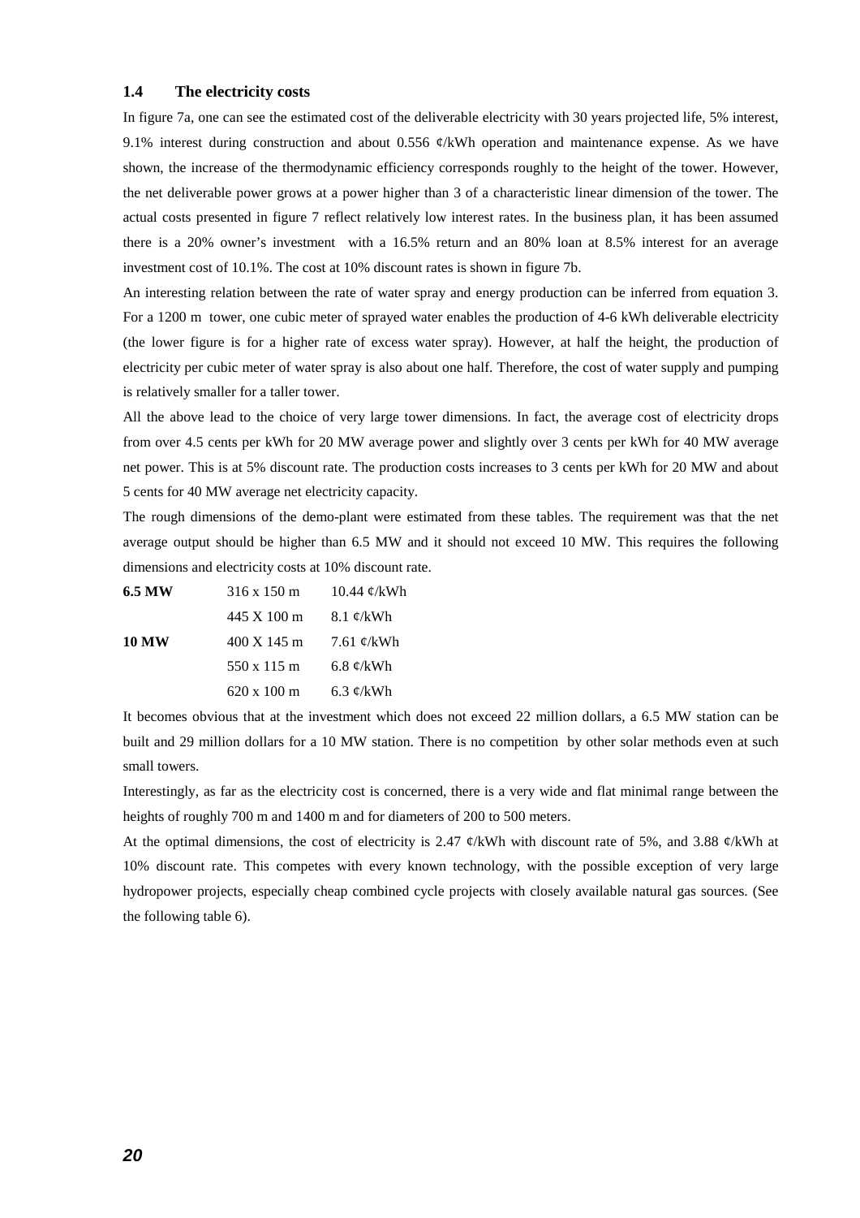### 1.4 The electricity costs

In figure 7a, one can see the estimated cost of the deliverable electricity with 30 years projected life, 5% interest, 9.1% interest during construction and about 0.556 ¢/kWh operation and maintenance expense. As we have shown, the increase of the thermodynamic efficiency corresponds roughly to the height of the tower. However, the net deliverable power grows at a power higher than 3 of a characteristic linear dimension of the tower. The actual costs presented in figure 7 reflect relatively low interest rates. In the business plan, it has been assumed there is a 20% owner's investment with a 16.5% return and an 80% loan at 8.5% interest for an average investment cost of 10.1%. The cost at 10% discount rates is shown in figure 7b.

An interesting relation between the rate of water spray and energy production can be inferred from equation 3. For a 1200 m tower, one cubic meter of sprayed water enables the production of 4-6 kWh deliverable electricity (the lower figure is for a higher rate of excess water spray). However, at half the height, the production of electricity per cubic meter of water spray is also about one half. Therefore, the cost of water supply and pumping is relatively smaller for a taller tower.

All the above lead to the choice of very large tower dimensions. In fact, the average cost of electricity drops from over 4.5 cents per kWh for 20 MW average power and slightly over 3 cents per kWh for 40 MW average net power. This is at 5% discount rate. The production costs increases to 3 cents per kWh for 20 MW and about 5 cents for 40 MW average net electricity capacity.

The rough dimensions of the demo-plant were estimated from these tables. The requirement was that the net average output should be higher than 6.5 MW and it should not exceed 10 MW. This requires the following dimensions and electricity costs at 10% discount rate.

| | | |
|---|---|---|
| **6.5 MW** | 316 x 150 m | 10.44 ¢/kWh |
| | 445 X 100 m | 8.1 ¢/kWh |
| **10 MW** | 400 X 145 m | 7.61 ¢/kWh |
| | 550 x 115 m | 6.8 ¢/kWh |
| | 620 x 100 m | 6.3 ¢/kWh |

It becomes obvious that at the investment which does not exceed 22 million dollars, a 6.5 MW station can be built and 29 million dollars for a 10 MW station. There is no competition by other solar methods even at such small towers.

Interestingly, as far as the electricity cost is concerned, there is a very wide and flat minimal range between the heights of roughly 700 m and 1400 m and for diameters of 200 to 500 meters.

At the optimal dimensions, the cost of electricity is 2.47 ¢/kWh with discount rate of 5%, and 3.88 ¢/kWh at 10% discount rate. This competes with every known technology, with the possible exception of very large hydropower projects, especially cheap combined cycle projects with closely available natural gas sources. (See the following table 6).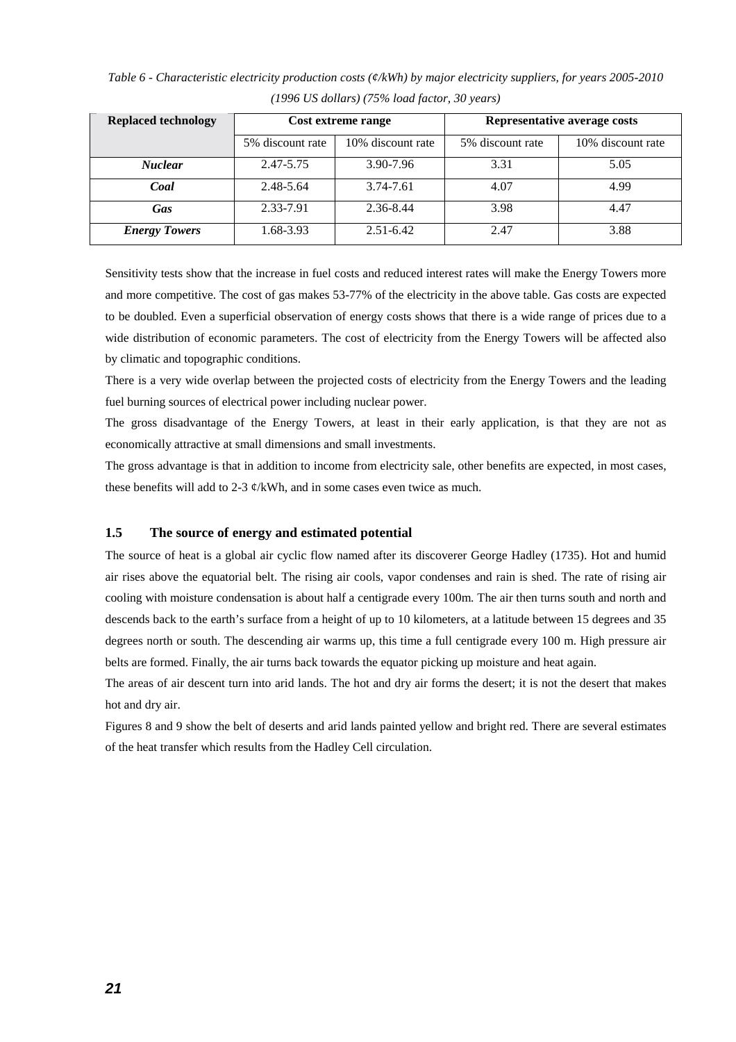*Table 6 - Characteristic electricity production costs (¢/kWh) by major electricity suppliers, for years 2005-2010 (1996 US dollars) (75% load factor, 30 years)*

| Replaced technology | Cost extreme range | | Representative average costs | |
|---|---|---|---|---|
| | 5% discount rate | 10% discount rate | 5% discount rate | 10% discount rate |
| ***Nuclear*** | 2.47-5.75 | 3.90-7.96 | 3.31 | 5.05 |
| ***Coal*** | 2.48-5.64 | 3.74-7.61 | 4.07 | 4.99 |
| ***Gas*** | 2.33-7.91 | 2.36-8.44 | 3.98 | 4.47 |
| ***Energy Towers*** | 1.68-3.93 | 2.51-6.42 | 2.47 | 3.88 |

Sensitivity tests show that the increase in fuel costs and reduced interest rates will make the Energy Towers more and more competitive. The cost of gas makes 53-77% of the electricity in the above table. Gas costs are expected to be doubled. Even a superficial observation of energy costs shows that there is a wide range of prices due to a wide distribution of economic parameters. The cost of electricity from the Energy Towers will be affected also by climatic and topographic conditions.

There is a very wide overlap between the projected costs of electricity from the Energy Towers and the leading fuel burning sources of electrical power including nuclear power.

The gross disadvantage of the Energy Towers, at least in their early application, is that they are not as economically attractive at small dimensions and small investments.

The gross advantage is that in addition to income from electricity sale, other benefits are expected, in most cases, these benefits will add to 2-3 ¢/kWh, and in some cases even twice as much.

### 1.5 The source of energy and estimated potential

The source of heat is a global air cyclic flow named after its discoverer George Hadley (1735). Hot and humid air rises above the equatorial belt. The rising air cools, vapor condenses and rain is shed. The rate of rising air cooling with moisture condensation is about half a centigrade every 100m. The air then turns south and north and descends back to the earth's surface from a height of up to 10 kilometers, at a latitude between 15 degrees and 35 degrees north or south. The descending air warms up, this time a full centigrade every 100 m. High pressure air belts are formed. Finally, the air turns back towards the equator picking up moisture and heat again.

The areas of air descent turn into arid lands. The hot and dry air forms the desert; it is not the desert that makes hot and dry air.

Figures 8 and 9 show the belt of deserts and arid lands painted yellow and bright red. There are several estimates of the heat transfer which results from the Hadley Cell circulation.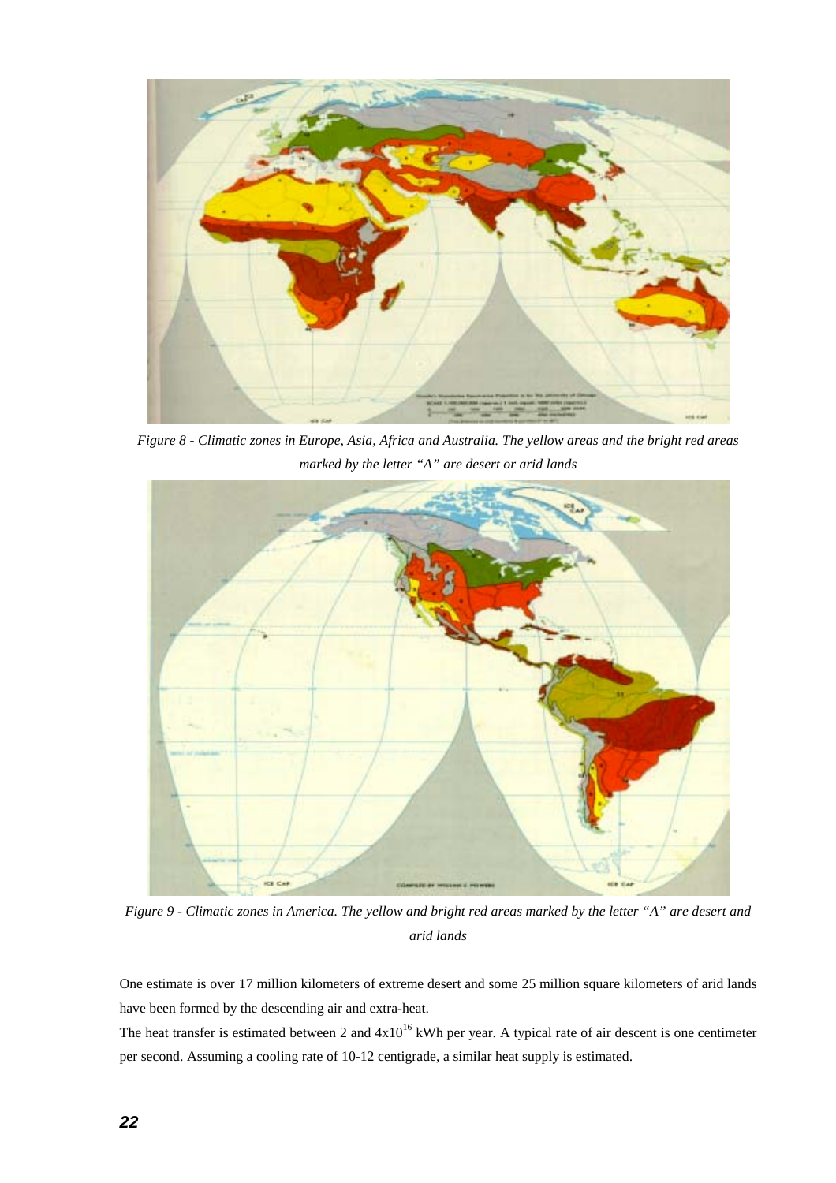*Figure 8 - Climatic zones in Europe, Asia, Africa and Australia. The yellow areas and the bright red areas marked by the letter "A" are desert or arid lands*

*Figure 9 - Climatic zones in America. The yellow and bright red areas marked by the letter "A" are desert and arid lands*

One estimate is over 17 million kilometers of extreme desert and some 25 million square kilometers of arid lands have been formed by the descending air and extra-heat.

The heat transfer is estimated between 2 and $4 \times 10^{16}$ kWh per year. A typical rate of air descent is one centimeter per second. Assuming a cooling rate of 10-12 centigrade, a similar heat supply is estimated.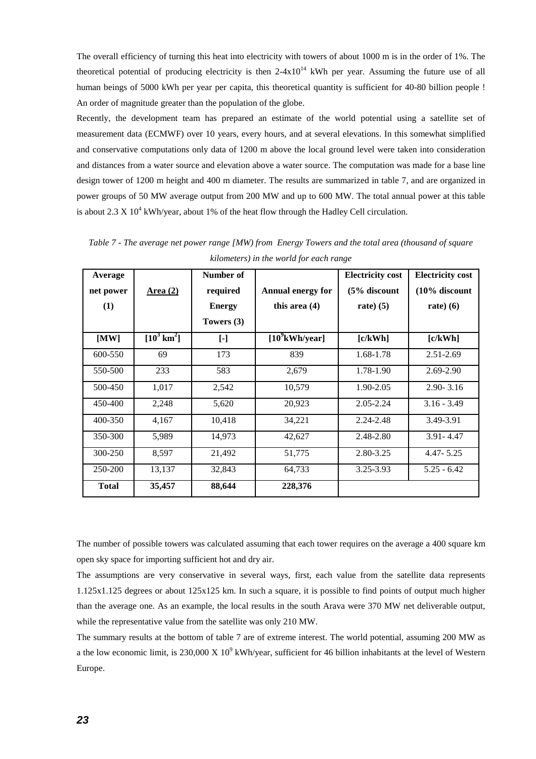The overall efficiency of turning this heat into electricity with towers of about 1000 m is in the order of 1%. The theoretical potential of producing electricity is then $2\text{-}4 \times 10^{14}$ kWh per year. Assuming the future use of all human beings of 5000 kWh per year per capita, this theoretical quantity is sufficient for 40-80 billion people ! An order of magnitude greater than the population of the globe.

Recently, the development team has prepared an estimate of the world potential using a satellite set of measurement data (ECMWF) over 10 years, every hours, and at several elevations. In this somewhat simplified and conservative computations only data of 1200 m above the local ground level were taken into consideration and distances from a water source and elevation above a water source. The computation was made for a base line design tower of 1200 m height and 400 m diameter. The results are summarized in table 7, and are organized in power groups of 50 MW average output from 200 MW and up to 600 MW. The total annual power at this table is about $2.3 \times 10^4$ kWh/year, about 1% of the heat flow through the Hadley Cell circulation.

*Table 7 - The average net power range [MW] from Energy Towers and the total area (thousand of square kilometers) in the world for each range*

| Average net power (1) | Area (2) | Number of required Energy Towers (3) | Annual energy for this area (4) | Electricity cost (5% discount rate) (5) | Electricity cost (10% discount rate) (6) |
|---|---|---|---|---|---|
| **[MW]** | **[$10^3$ km$^2$]** | **[-]** | **[$10^9$kWh/year]** | **[c/kWh]** | **[c/kWh]** |
| 600-550 | 69 | 173 | 839 | 1.68-1.78 | 2.51-2.69 |
| 550-500 | 233 | 583 | 2,679 | 1.78-1.90 | 2.69-2.90 |
| 500-450 | 1,017 | 2,542 | 10,579 | 1.90-2.05 | 2.90- 3.16 |
| 450-400 | 2,248 | 5,620 | 20,923 | 2.05-2.24 | 3.16 - 3.49 |
| 400-350 | 4,167 | 10,418 | 34,221 | 2.24-2.48 | 3.49-3.91 |
| 350-300 | 5,989 | 14,973 | 42,627 | 2.48-2.80 | 3.91- 4.47 |
| 300-250 | 8,597 | 21,492 | 51,775 | 2.80-3.25 | 4.47- 5.25 |
| 250-200 | 13,137 | 32,843 | 64,733 | 3.25-3.93 | 5.25 - 6.42 |
| **Total** | **35,457** | **88,644** | **228,376** | | |

The number of possible towers was calculated assuming that each tower requires on the average a 400 square km open sky space for importing sufficient hot and dry air.

The assumptions are very conservative in several ways, first, each value from the satellite data represents 1.125x1.125 degrees or about 125x125 km. In such a square, it is possible to find points of output much higher than the average one. As an example, the local results in the south Arava were 370 MW net deliverable output, while the representative value from the satellite was only 210 MW.

The summary results at the bottom of table 7 are of extreme interest. The world potential, assuming 200 MW as a the low economic limit, is $230{,}000 \times 10^9$ kWh/year, sufficient for 46 billion inhabitants at the level of Western Europe.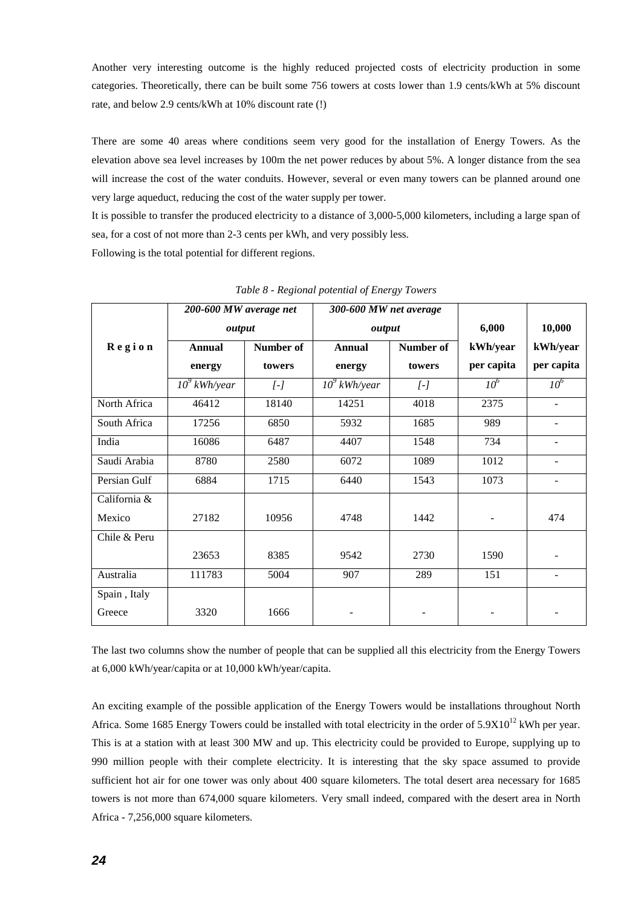Another very interesting outcome is the highly reduced projected costs of electricity production in some categories. Theoretically, there can be built some 756 towers at costs lower than 1.9 cents/kWh at 5% discount rate, and below 2.9 cents/kWh at 10% discount rate (!)

There are some 40 areas where conditions seem very good for the installation of Energy Towers. As the elevation above sea level increases by 100m the net power reduces by about 5%. A longer distance from the sea will increase the cost of the water conduits. However, several or even many towers can be planned around one very large aqueduct, reducing the cost of the water supply per tower.

It is possible to transfer the produced electricity to a distance of 3,000-5,000 kilometers, including a large span of sea, for a cost of not more than 2-3 cents per kWh, and very possibly less.

Following is the total potential for different regions.

*Table 8 - Regional potential of Energy Towers*

| **Region** | ***200-600 MW average net output*** | | ***300-600 MW net average output*** | | **6,000 kWh/year per capita** | **10,000 kWh/year per capita** |
|---|---|---|---|---|---|---|
| | **Annual energy** | **Number of towers** | **Annual energy** | **Number of towers** | | |
| | *$10^9$ kWh/year* | *[-]* | *$10^9$ kWh/year* | *[-]* | *$10^6$* | *$10^6$* |
| North Africa | 46412 | 18140 | 14251 | 4018 | 2375 | - |
| South Africa | 17256 | 6850 | 5932 | 1685 | 989 | - |
| India | 16086 | 6487 | 4407 | 1548 | 734 | - |
| Saudi Arabia | 8780 | 2580 | 6072 | 1089 | 1012 | - |
| Persian Gulf | 6884 | 1715 | 6440 | 1543 | 1073 | - |
| California & Mexico | 27182 | 10956 | 4748 | 1442 | - | 474 |
| Chile & Peru | 23653 | 8385 | 9542 | 2730 | 1590 | - |
| Australia | 111783 | 5004 | 907 | 289 | 151 | - |
| Spain , Italy Greece | 3320 | 1666 | - | - | - | - |

The last two columns show the number of people that can be supplied all this electricity from the Energy Towers at 6,000 kWh/year/capita or at 10,000 kWh/year/capita.

An exciting example of the possible application of the Energy Towers would be installations throughout North Africa. Some 1685 Energy Towers could be installed with total electricity in the order of $5.9X10^{12}$ kWh per year. This is at a station with at least 300 MW and up. This electricity could be provided to Europe, supplying up to 990 million people with their complete electricity. It is interesting that the sky space assumed to provide sufficient hot air for one tower was only about 400 square kilometers. The total desert area necessary for 1685 towers is not more than 674,000 square kilometers. Very small indeed, compared with the desert area in North Africa - 7,256,000 square kilometers.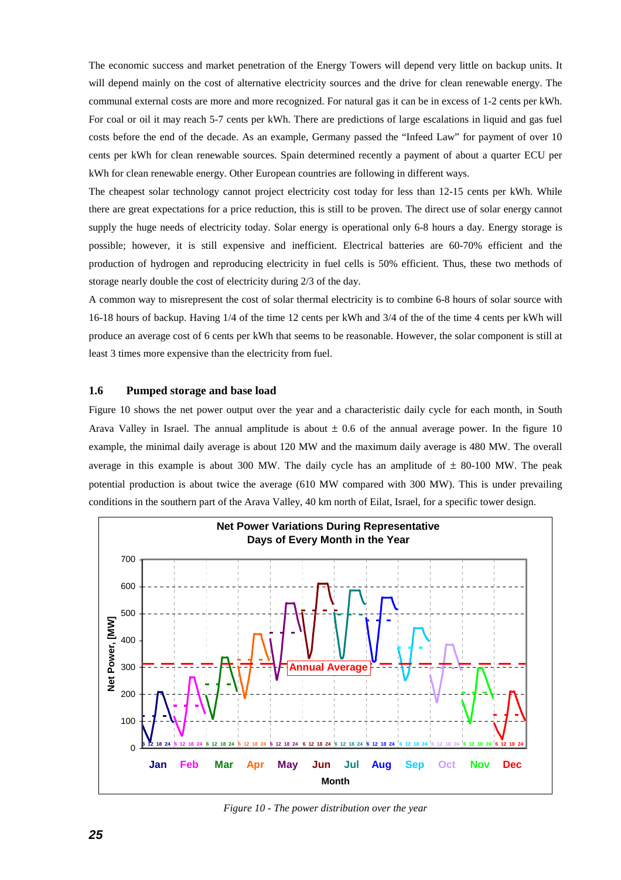The economic success and market penetration of the Energy Towers will depend very little on backup units. It will depend mainly on the cost of alternative electricity sources and the drive for clean renewable energy. The communal external costs are more and more recognized. For natural gas it can be in excess of 1-2 cents per kWh. For coal or oil it may reach 5-7 cents per kWh. There are predictions of large escalations in liquid and gas fuel costs before the end of the decade. As an example, Germany passed the "Infeed Law" for payment of over 10 cents per kWh for clean renewable sources. Spain determined recently a payment of about a quarter ECU per kWh for clean renewable energy. Other European countries are following in different ways.

The cheapest solar technology cannot project electricity cost today for less than 12-15 cents per kWh. While there are great expectations for a price reduction, this is still to be proven. The direct use of solar energy cannot supply the huge needs of electricity today. Solar energy is operational only 6-8 hours a day. Energy storage is possible; however, it is still expensive and inefficient. Electrical batteries are 60-70% efficient and the production of hydrogen and reproducing electricity in fuel cells is 50% efficient. Thus, these two methods of storage nearly double the cost of electricity during 2/3 of the day.

A common way to misrepresent the cost of solar thermal electricity is to combine 6-8 hours of solar source with 16-18 hours of backup. Having 1/4 of the time 12 cents per kWh and 3/4 of the of the time 4 cents per kWh will produce an average cost of 6 cents per kWh that seems to be reasonable. However, the solar component is still at least 3 times more expensive than the electricity from fuel.

### 1.6 Pumped storage and base load

Figure 10 shows the net power output over the year and a characteristic daily cycle for each month, in South Arava Valley in Israel. The annual amplitude is about ± 0.6 of the annual average power. In the figure 10 example, the minimal daily average is about 120 MW and the maximum daily average is 480 MW. The overall average in this example is about 300 MW. The daily cycle has an amplitude of ± 80-100 MW. The peak potential production is about twice the average (610 MW compared with 300 MW). This is under prevailing conditions in the southern part of the Arava Valley, 40 km north of Eilat, Israel, for a specific tower design.

*Figure 10 - The power distribution over the year*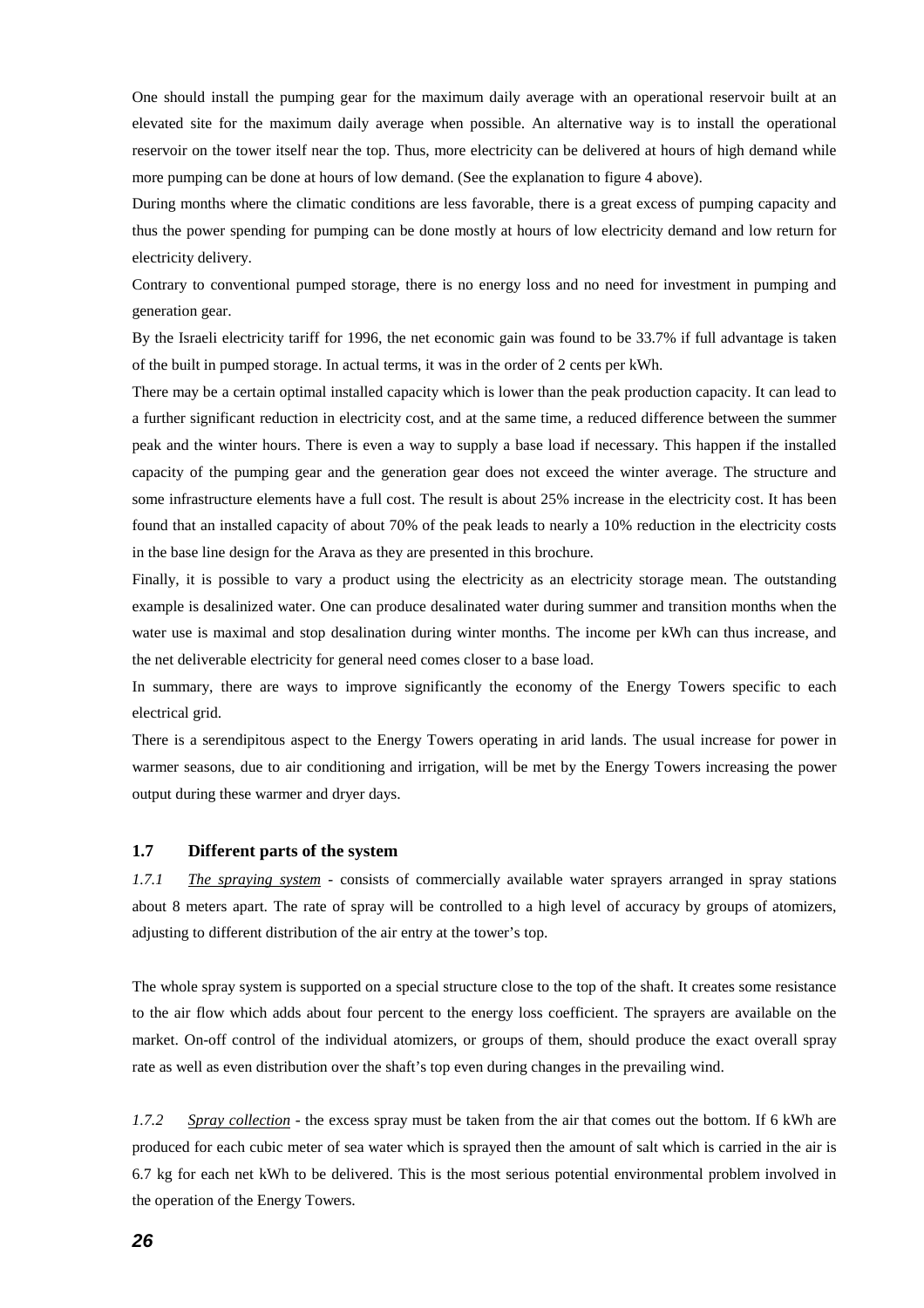One should install the pumping gear for the maximum daily average with an operational reservoir built at an elevated site for the maximum daily average when possible. An alternative way is to install the operational reservoir on the tower itself near the top. Thus, more electricity can be delivered at hours of high demand while more pumping can be done at hours of low demand. (See the explanation to figure 4 above).

During months where the climatic conditions are less favorable, there is a great excess of pumping capacity and thus the power spending for pumping can be done mostly at hours of low electricity demand and low return for electricity delivery.

Contrary to conventional pumped storage, there is no energy loss and no need for investment in pumping and generation gear.

By the Israeli electricity tariff for 1996, the net economic gain was found to be 33.7% if full advantage is taken of the built in pumped storage. In actual terms, it was in the order of 2 cents per kWh.

There may be a certain optimal installed capacity which is lower than the peak production capacity. It can lead to a further significant reduction in electricity cost, and at the same time, a reduced difference between the summer peak and the winter hours. There is even a way to supply a base load if necessary. This happen if the installed capacity of the pumping gear and the generation gear does not exceed the winter average. The structure and some infrastructure elements have a full cost. The result is about 25% increase in the electricity cost. It has been found that an installed capacity of about 70% of the peak leads to nearly a 10% reduction in the electricity costs in the base line design for the Arava as they are presented in this brochure.

Finally, it is possible to vary a product using the electricity as an electricity storage mean. The outstanding example is desalinized water. One can produce desalinated water during summer and transition months when the water use is maximal and stop desalination during winter months. The income per kWh can thus increase, and the net deliverable electricity for general need comes closer to a base load.

In summary, there are ways to improve significantly the economy of the Energy Towers specific to each electrical grid.

There is a serendipitous aspect to the Energy Towers operating in arid lands. The usual increase for power in warmer seasons, due to air conditioning and irrigation, will be met by the Energy Towers increasing the power output during these warmer and dryer days.

### 1.7 Different parts of the system

*1.7.1* *The spraying system* - consists of commercially available water sprayers arranged in spray stations about 8 meters apart. The rate of spray will be controlled to a high level of accuracy by groups of atomizers, adjusting to different distribution of the air entry at the tower's top.

The whole spray system is supported on a special structure close to the top of the shaft. It creates some resistance to the air flow which adds about four percent to the energy loss coefficient. The sprayers are available on the market. On-off control of the individual atomizers, or groups of them, should produce the exact overall spray rate as well as even distribution over the shaft's top even during changes in the prevailing wind.

*1.7.2* *Spray collection* - the excess spray must be taken from the air that comes out the bottom. If 6 kWh are produced for each cubic meter of sea water which is sprayed then the amount of salt which is carried in the air is 6.7 kg for each net kWh to be delivered. This is the most serious potential environmental problem involved in the operation of the Energy Towers.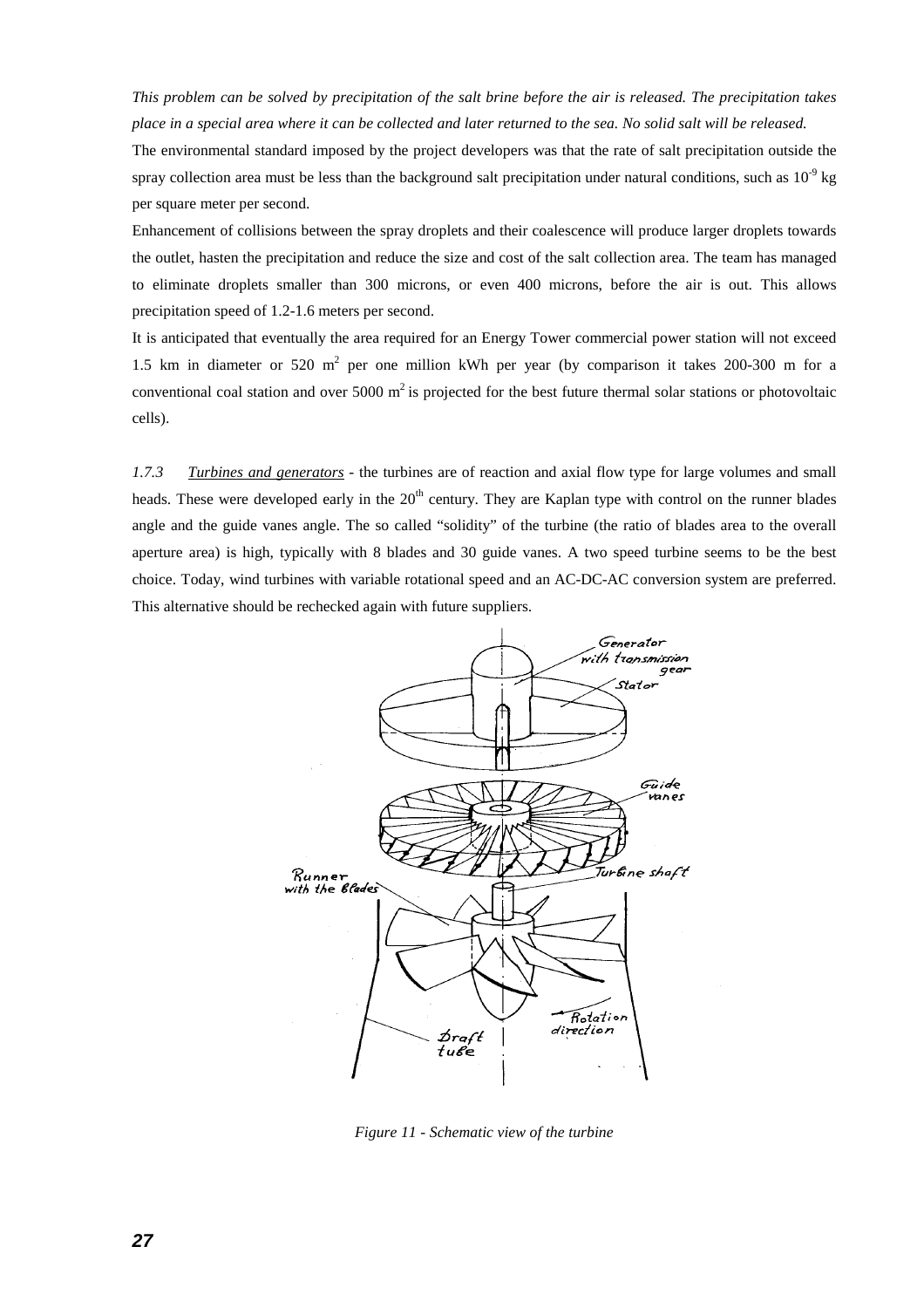*This problem can be solved by precipitation of the salt brine before the air is released. The precipitation takes place in a special area where it can be collected and later returned to the sea. No solid salt will be released.*

The environmental standard imposed by the project developers was that the rate of salt precipitation outside the spray collection area must be less than the background salt precipitation under natural conditions, such as $10^{-9}$ kg per square meter per second.

Enhancement of collisions between the spray droplets and their coalescence will produce larger droplets towards the outlet, hasten the precipitation and reduce the size and cost of the salt collection area. The team has managed to eliminate droplets smaller than 300 microns, or even 400 microns, before the air is out. This allows precipitation speed of 1.2-1.6 meters per second.

It is anticipated that eventually the area required for an Energy Tower commercial power station will not exceed 1.5 km in diameter or 520 $m^2$ per one million kWh per year (by comparison it takes 200-300 m for a conventional coal station and over 5000 $m^2$ is projected for the best future thermal solar stations or photovoltaic cells).

*1.7.3* *Turbines and generators* - the turbines are of reaction and axial flow type for large volumes and small heads. These were developed early in the $20^{th}$ century. They are Kaplan type with control on the runner blades angle and the guide vanes angle. The so called "solidity" of the turbine (the ratio of blades area to the overall aperture area) is high, typically with 8 blades and 30 guide vanes. A two speed turbine seems to be the best choice. Today, wind turbines with variable rotational speed and an AC-DC-AC conversion system are preferred. This alternative should be rechecked again with future suppliers.

*Figure 11 - Schematic view of the turbine*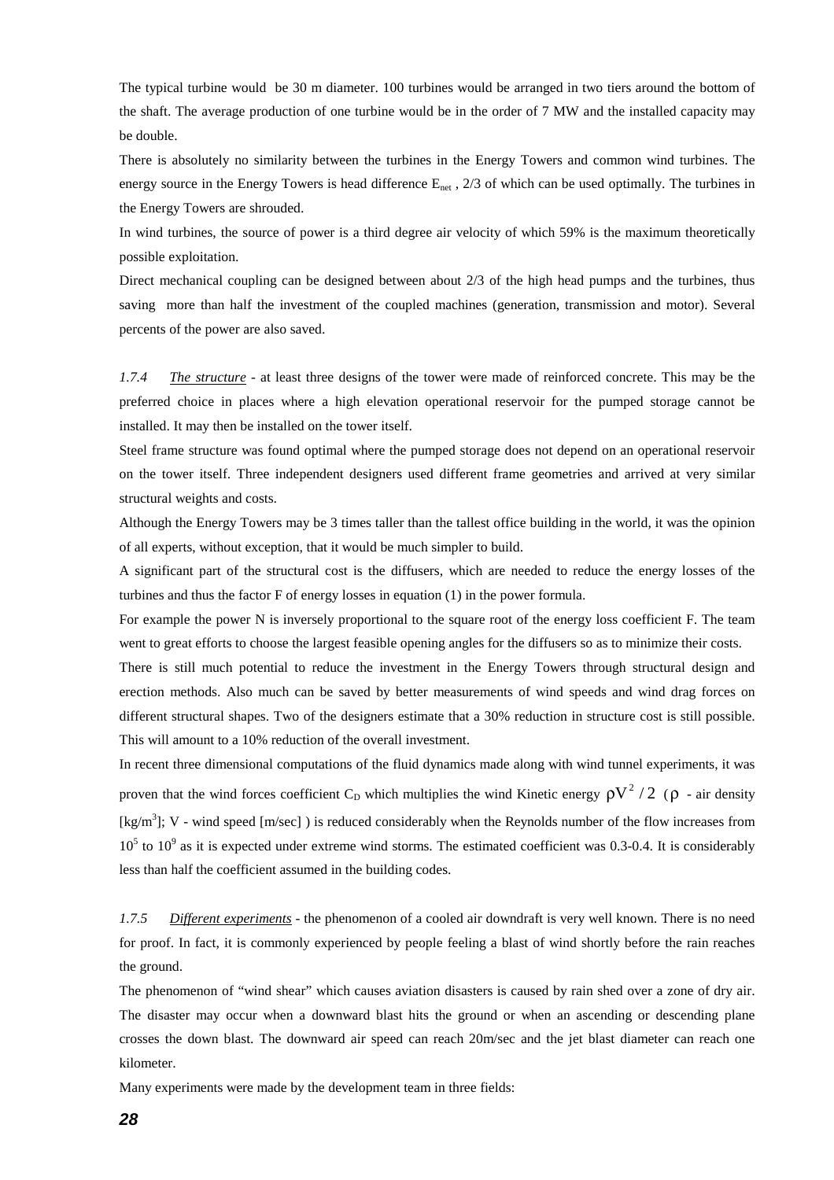The typical turbine would be 30 m diameter. 100 turbines would be arranged in two tiers around the bottom of the shaft. The average production of one turbine would be in the order of 7 MW and the installed capacity may be double.

There is absolutely no similarity between the turbines in the Energy Towers and common wind turbines. The energy source in the Energy Towers is head difference $E_{net}$ , 2/3 of which can be used optimally. The turbines in the Energy Towers are shrouded.

In wind turbines, the source of power is a third degree air velocity of which 59% is the maximum theoretically possible exploitation.

Direct mechanical coupling can be designed between about 2/3 of the high head pumps and the turbines, thus saving more than half the investment of the coupled machines (generation, transmission and motor). Several percents of the power are also saved.

*1.7.4* *__The structure__* - at least three designs of the tower were made of reinforced concrete. This may be the preferred choice in places where a high elevation operational reservoir for the pumped storage cannot be installed. It may then be installed on the tower itself.

Steel frame structure was found optimal where the pumped storage does not depend on an operational reservoir on the tower itself. Three independent designers used different frame geometries and arrived at very similar structural weights and costs.

Although the Energy Towers may be 3 times taller than the tallest office building in the world, it was the opinion of all experts, without exception, that it would be much simpler to build.

A significant part of the structural cost is the diffusers, which are needed to reduce the energy losses of the turbines and thus the factor F of energy losses in equation (1) in the power formula.

For example the power N is inversely proportional to the square root of the energy loss coefficient F. The team went to great efforts to choose the largest feasible opening angles for the diffusers so as to minimize their costs.

There is still much potential to reduce the investment in the Energy Towers through structural design and erection methods. Also much can be saved by better measurements of wind speeds and wind drag forces on different structural shapes. Two of the designers estimate that a 30% reduction in structure cost is still possible. This will amount to a 10% reduction of the overall investment.

In recent three dimensional computations of the fluid dynamics made along with wind tunnel experiments, it was proven that the wind forces coefficient $C_D$ which multiplies the wind Kinetic energy $\rho V^2/2$ ($\rho$ - air density [$kg/m^3$]; V - wind speed [m/sec] ) is reduced considerably when the Reynolds number of the flow increases from $10^5$ to $10^9$ as it is expected under extreme wind storms. The estimated coefficient was 0.3-0.4. It is considerably less than half the coefficient assumed in the building codes.

*1.7.5* *__Different experiments__* - the phenomenon of a cooled air downdraft is very well known. There is no need for proof. In fact, it is commonly experienced by people feeling a blast of wind shortly before the rain reaches the ground.

The phenomenon of "wind shear" which causes aviation disasters is caused by rain shed over a zone of dry air. The disaster may occur when a downward blast hits the ground or when an ascending or descending plane crosses the down blast. The downward air speed can reach 20m/sec and the jet blast diameter can reach one kilometer.

Many experiments were made by the development team in three fields: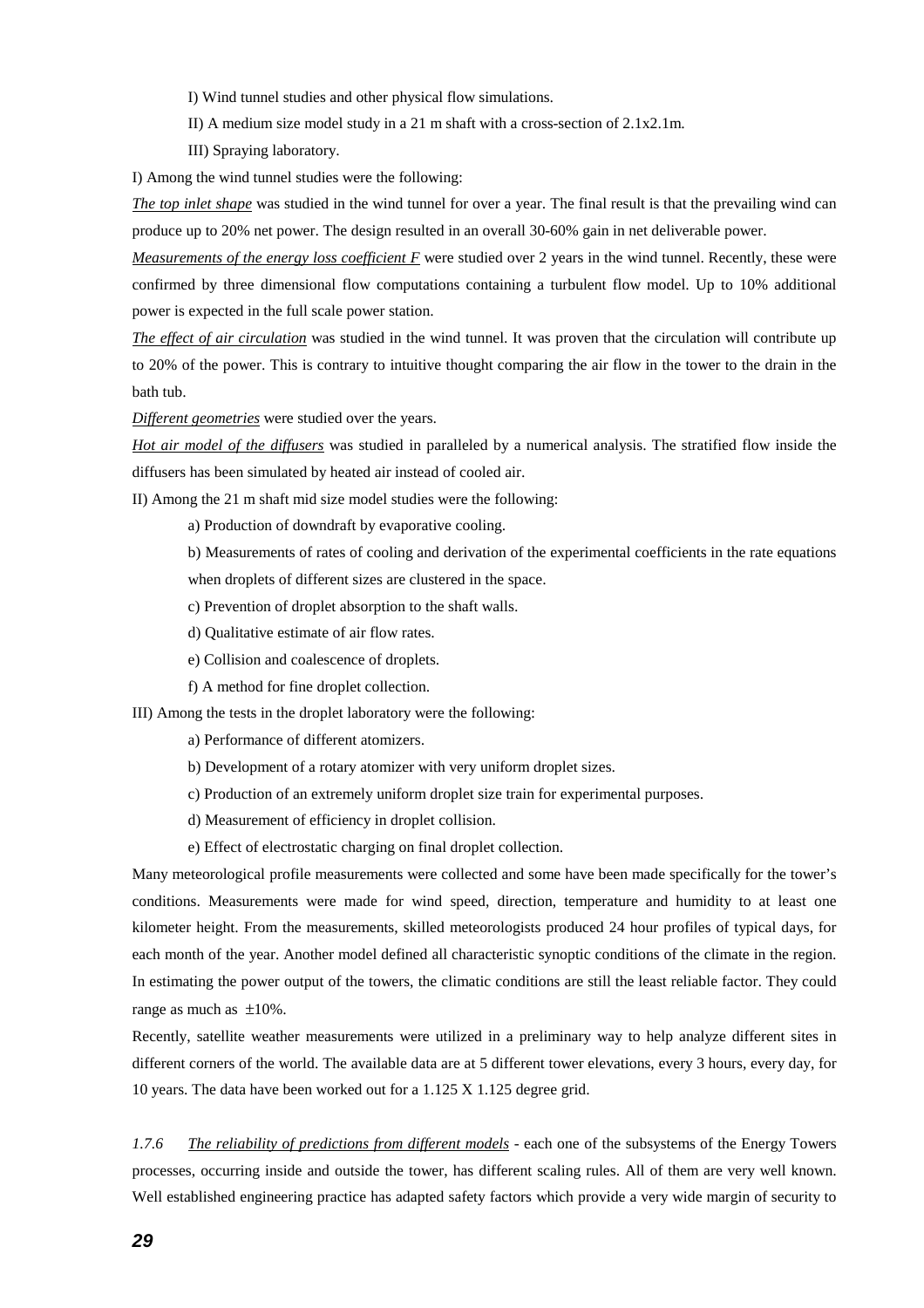I) Wind tunnel studies and other physical flow simulations.

II) A medium size model study in a 21 m shaft with a cross-section of 2.1x2.1m.

III) Spraying laboratory.

I) Among the wind tunnel studies were the following:

*The top inlet shape* was studied in the wind tunnel for over a year. The final result is that the prevailing wind can produce up to 20% net power. The design resulted in an overall 30-60% gain in net deliverable power.

*Measurements of the energy loss coefficient F* were studied over 2 years in the wind tunnel. Recently, these were confirmed by three dimensional flow computations containing a turbulent flow model. Up to 10% additional power is expected in the full scale power station.

*The effect of air circulation* was studied in the wind tunnel. It was proven that the circulation will contribute up to 20% of the power. This is contrary to intuitive thought comparing the air flow in the tower to the drain in the bath tub.

*Different geometries* were studied over the years.

*Hot air model of the diffusers* was studied in paralleled by a numerical analysis. The stratified flow inside the diffusers has been simulated by heated air instead of cooled air.

II) Among the 21 m shaft mid size model studies were the following:

a) Production of downdraft by evaporative cooling.

b) Measurements of rates of cooling and derivation of the experimental coefficients in the rate equations when droplets of different sizes are clustered in the space.

c) Prevention of droplet absorption to the shaft walls.

d) Qualitative estimate of air flow rates.

e) Collision and coalescence of droplets.

f) A method for fine droplet collection.

III) Among the tests in the droplet laboratory were the following:

a) Performance of different atomizers.

b) Development of a rotary atomizer with very uniform droplet sizes.

c) Production of an extremely uniform droplet size train for experimental purposes.

d) Measurement of efficiency in droplet collision.

e) Effect of electrostatic charging on final droplet collection.

Many meteorological profile measurements were collected and some have been made specifically for the tower's conditions. Measurements were made for wind speed, direction, temperature and humidity to at least one kilometer height. From the measurements, skilled meteorologists produced 24 hour profiles of typical days, for each month of the year. Another model defined all characteristic synoptic conditions of the climate in the region. In estimating the power output of the towers, the climatic conditions are still the least reliable factor. They could range as much as $\pm 10\%$.

Recently, satellite weather measurements were utilized in a preliminary way to help analyze different sites in different corners of the world. The available data are at 5 different tower elevations, every 3 hours, every day, for 10 years. The data have been worked out for a 1.125 X 1.125 degree grid.

*1.7.6* *The reliability of predictions from different models* - each one of the subsystems of the Energy Towers processes, occurring inside and outside the tower, has different scaling rules. All of them are very well known. Well established engineering practice has adapted safety factors which provide a very wide margin of security to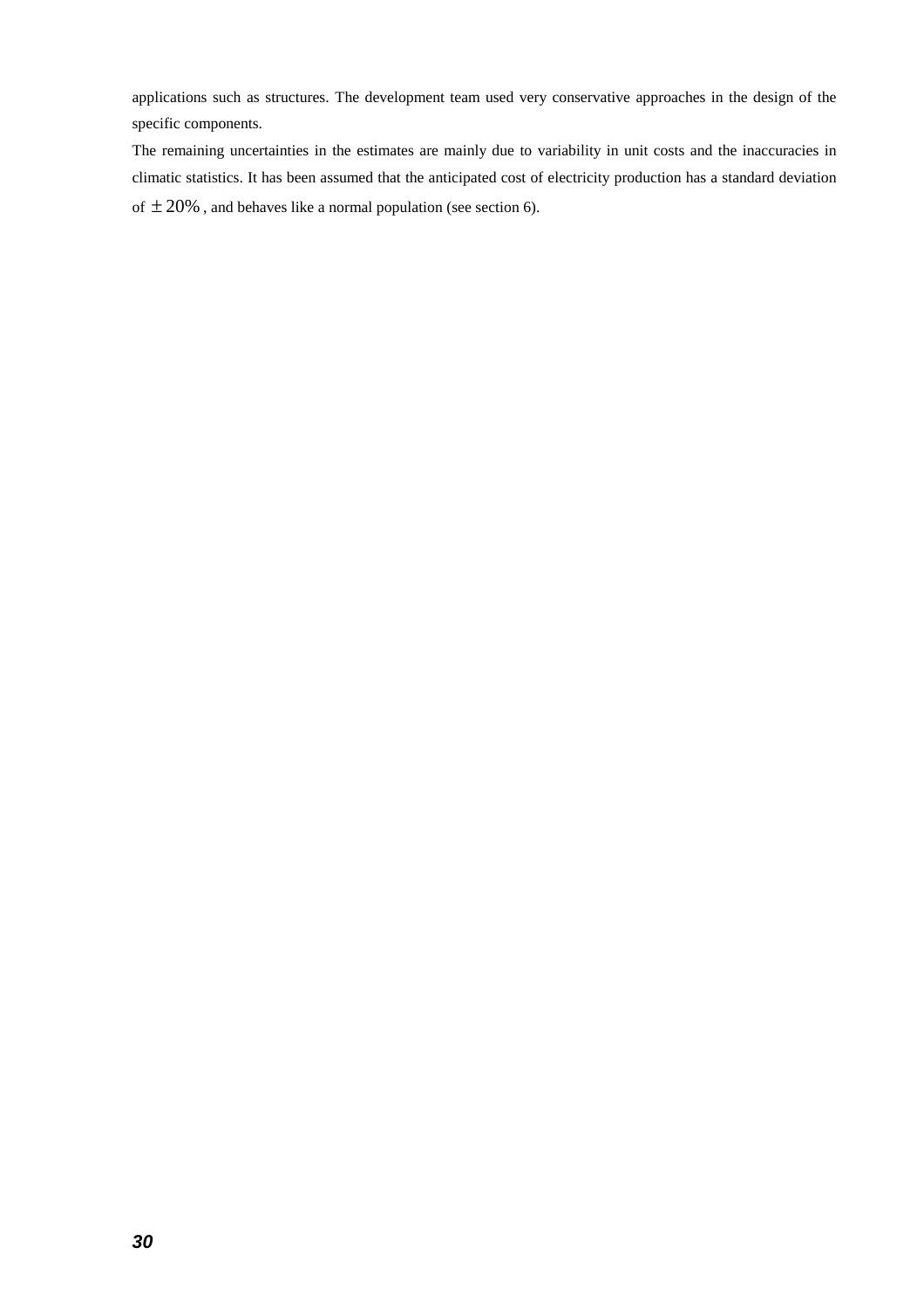applications such as structures. The development team used very conservative approaches in the design of the specific components.

The remaining uncertainties in the estimates are mainly due to variability in unit costs and the inaccuracies in climatic statistics. It has been assumed that the anticipated cost of electricity production has a standard deviation of $\pm 20\%$, and behaves like a normal population (see section 6).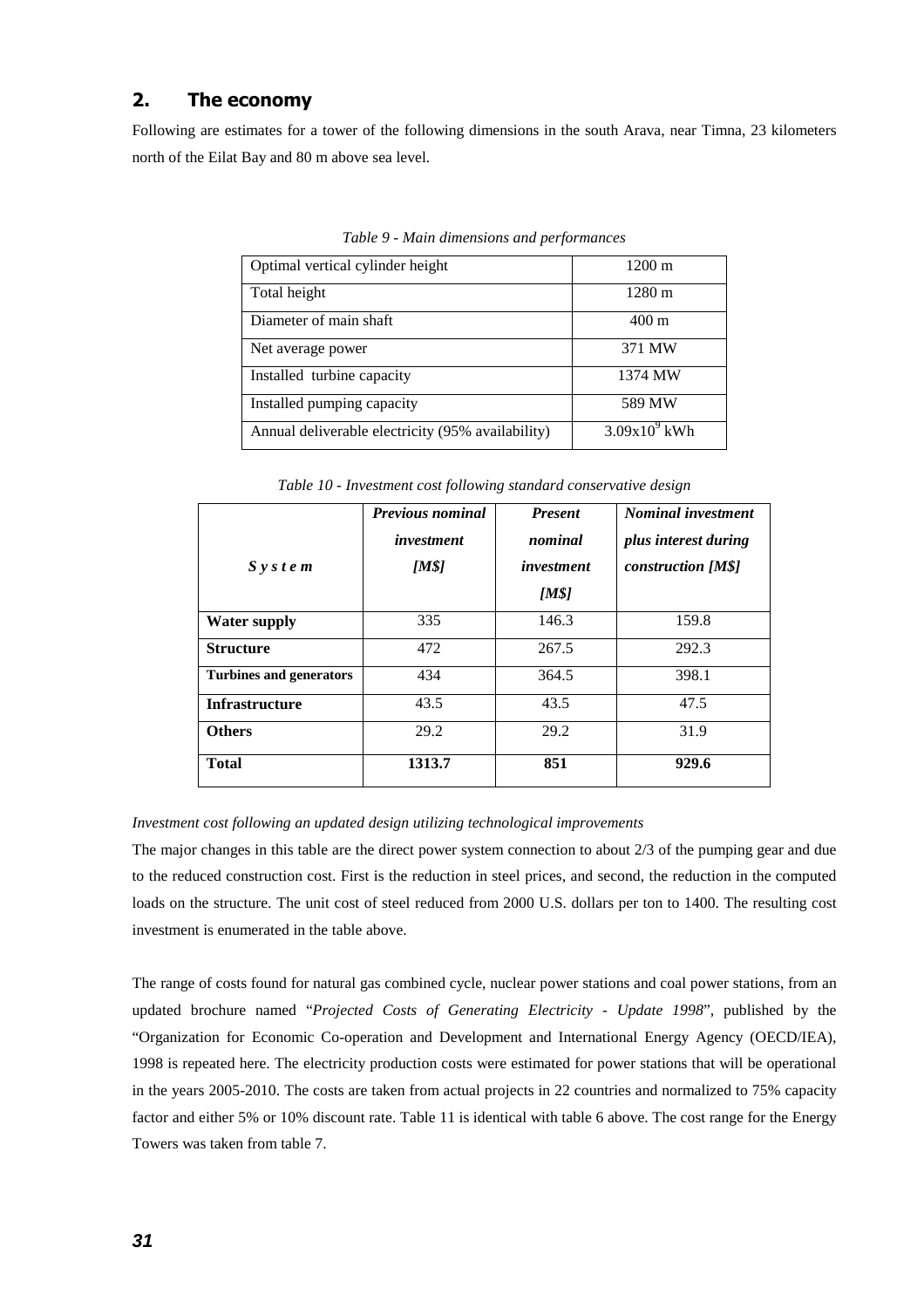## 2. The economy

Following are estimates for a tower of the following dimensions in the south Arava, near Timna, 23 kilometers north of the Eilat Bay and 80 m above sea level.

*Table 9 - Main dimensions and performances*

| | |
|---|---|
| Optimal vertical cylinder height | 1200 m |
| Total height | 1280 m |
| Diameter of main shaft | 400 m |
| Net average power | 371 MW |
| Installed turbine capacity | 1374 MW |
| Installed pumping capacity | 589 MW |
| Annual deliverable electricity (95% availability) | $3.09 \times 10^9$ kWh |

*Table 10 - Investment cost following standard conservative design*

| System | *Previous nominal investment [M$]* | *Present nominal investment [M$]* | *Nominal investment plus interest during construction [M$]* |
|---|---|---|---|
| **Water supply** | 335 | 146.3 | 159.8 |
| **Structure** | 472 | 267.5 | 292.3 |
| **Turbines and generators** | 434 | 364.5 | 398.1 |
| **Infrastructure** | 43.5 | 43.5 | 47.5 |
| **Others** | 29.2 | 29.2 | 31.9 |
| **Total** | **1313.7** | **851** | **929.6** |

*Investment cost following an updated design utilizing technological improvements*

The major changes in this table are the direct power system connection to about 2/3 of the pumping gear and due to the reduced construction cost. First is the reduction in steel prices, and second, the reduction in the computed loads on the structure. The unit cost of steel reduced from 2000 U.S. dollars per ton to 1400. The resulting cost investment is enumerated in the table above.

The range of costs found for natural gas combined cycle, nuclear power stations and coal power stations, from an updated brochure named "*Projected Costs of Generating Electricity - Update 1998*", published by the "Organization for Economic Co-operation and Development and International Energy Agency (OECD/IEA), 1998 is repeated here. The electricity production costs were estimated for power stations that will be operational in the years 2005-2010. The costs are taken from actual projects in 22 countries and normalized to 75% capacity factor and either 5% or 10% discount rate. Table 11 is identical with table 6 above. The cost range for the Energy Towers was taken from table 7.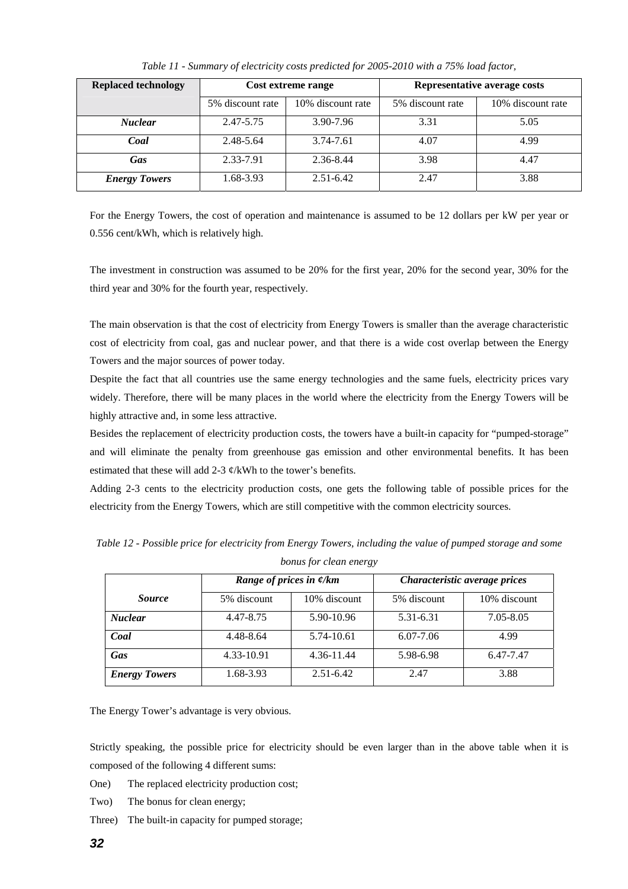*Table 11 - Summary of electricity costs predicted for 2005-2010 with a 75% load factor,*

| Replaced technology | Cost extreme range | | Representative average costs | |
|---|---|---|---|---|
| | 5% discount rate | 10% discount rate | 5% discount rate | 10% discount rate |
| ***Nuclear*** | 2.47-5.75 | 3.90-7.96 | 3.31 | 5.05 |
| ***Coal*** | 2.48-5.64 | 3.74-7.61 | 4.07 | 4.99 |
| ***Gas*** | 2.33-7.91 | 2.36-8.44 | 3.98 | 4.47 |
| ***Energy Towers*** | 1.68-3.93 | 2.51-6.42 | 2.47 | 3.88 |

For the Energy Towers, the cost of operation and maintenance is assumed to be 12 dollars per kW per year or 0.556 cent/kWh, which is relatively high.

The investment in construction was assumed to be 20% for the first year, 20% for the second year, 30% for the third year and 30% for the fourth year, respectively.

The main observation is that the cost of electricity from Energy Towers is smaller than the average characteristic cost of electricity from coal, gas and nuclear power, and that there is a wide cost overlap between the Energy Towers and the major sources of power today.

Despite the fact that all countries use the same energy technologies and the same fuels, electricity prices vary widely. Therefore, there will be many places in the world where the electricity from the Energy Towers will be highly attractive and, in some less attractive.

Besides the replacement of electricity production costs, the towers have a built-in capacity for "pumped-storage" and will eliminate the penalty from greenhouse gas emission and other environmental benefits. It has been estimated that these will add 2-3 ¢/kWh to the tower's benefits.

Adding 2-3 cents to the electricity production costs, one gets the following table of possible prices for the electricity from the Energy Towers, which are still competitive with the common electricity sources.

*Table 12 - Possible price for electricity from Energy Towers, including the value of pumped storage and some bonus for clean energy*

| *Source* | *Range of prices in ¢/km* | | *Characteristic average prices* | |
|---|---|---|---|---|
| | 5% discount | 10% discount | 5% discount | 10% discount |
| ***Nuclear*** | 4.47-8.75 | 5.90-10.96 | 5.31-6.31 | 7.05-8.05 |
| ***Coal*** | 4.48-8.64 | 5.74-10.61 | 6.07-7.06 | 4.99 |
| ***Gas*** | 4.33-10.91 | 4.36-11.44 | 5.98-6.98 | 6.47-7.47 |
| ***Energy Towers*** | 1.68-3.93 | 2.51-6.42 | 2.47 | 3.88 |

The Energy Tower's advantage is very obvious.

Strictly speaking, the possible price for electricity should be even larger than in the above table when it is composed of the following 4 different sums:

One) The replaced electricity production cost;

Two) The bonus for clean energy;

Three) The built-in capacity for pumped storage;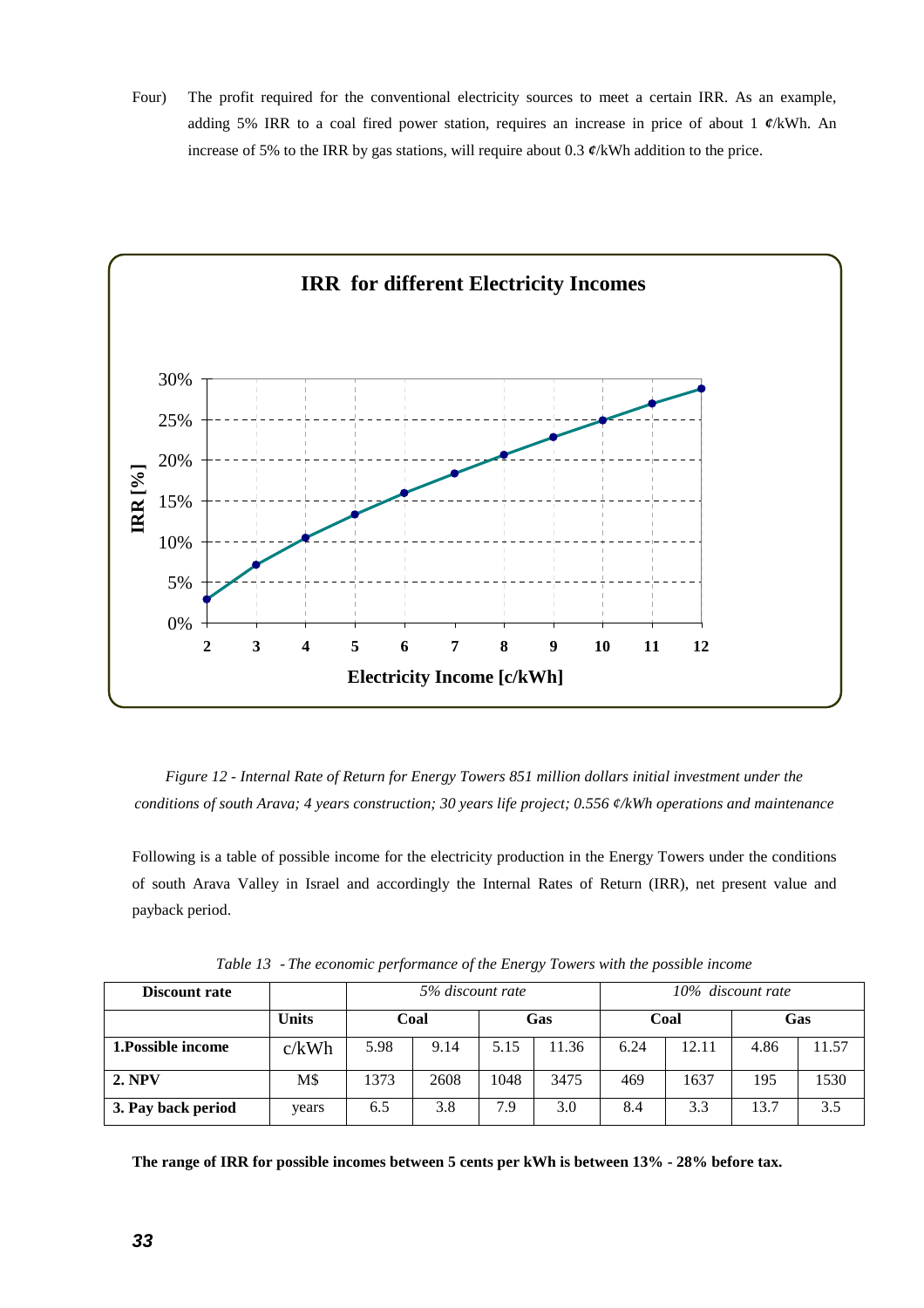Four) The profit required for the conventional electricity sources to meet a certain IRR. As an example, adding 5% IRR to a coal fired power station, requires an increase in price of about 1 ¢/kWh. An increase of 5% to the IRR by gas stations, will require about 0.3 ¢/kWh addition to the price.

**IRR for different Electricity Incomes**

*Figure 12 - Internal Rate of Return for Energy Towers 851 million dollars initial investment under the conditions of south Arava; 4 years construction; 30 years life project; 0.556 ¢/kWh operations and maintenance*

Following is a table of possible income for the electricity production in the Energy Towers under the conditions of south Arava Valley in Israel and accordingly the Internal Rates of Return (IRR), net present value and payback period.

*Table 13 - The economic performance of the Energy Towers with the possible income*

| **Discount rate** | | *5% discount rate* | | | | *10% discount rate* | | | |
|---|---|---|---|---|---|---|---|---|---|
| | **Units** | **Coal** | | **Gas** | | **Coal** | | **Gas** | |
| **1.Possible income** | c/kWh | 5.98 | 9.14 | 5.15 | 11.36 | 6.24 | 12.11 | 4.86 | 11.57 |
| **2. NPV** | M$ | 1373 | 2608 | 1048 | 3475 | 469 | 1637 | 195 | 1530 |
| **3. Pay back period** | years | 6.5 | 3.8 | 7.9 | 3.0 | 8.4 | 3.3 | 13.7 | 3.5 |

**The range of IRR for possible incomes between 5 cents per kWh is between 13% - 28% before tax.**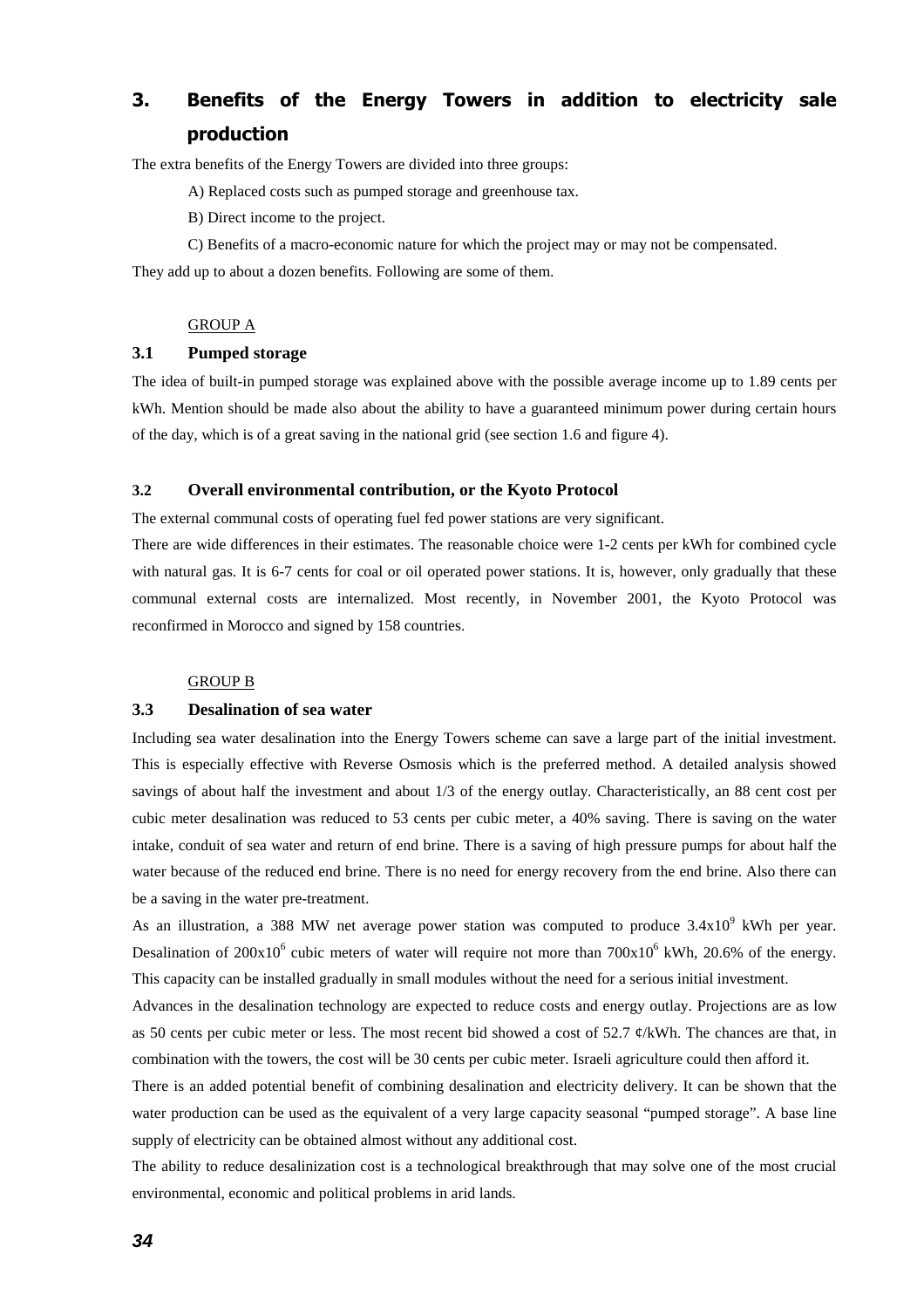## 3. Benefits of the Energy Towers in addition to electricity sale production

The extra benefits of the Energy Towers are divided into three groups:

A) Replaced costs such as pumped storage and greenhouse tax.

B) Direct income to the project.

C) Benefits of a macro-economic nature for which the project may or may not be compensated.

They add up to about a dozen benefits. Following are some of them.

GROUP A

### 3.1 Pumped storage

The idea of built-in pumped storage was explained above with the possible average income up to 1.89 cents per kWh. Mention should be made also about the ability to have a guaranteed minimum power during certain hours of the day, which is of a great saving in the national grid (see section 1.6 and figure 4).

### 3.2 Overall environmental contribution, or the Kyoto Protocol

The external communal costs of operating fuel fed power stations are very significant.

There are wide differences in their estimates. The reasonable choice were 1-2 cents per kWh for combined cycle with natural gas. It is 6-7 cents for coal or oil operated power stations. It is, however, only gradually that these communal external costs are internalized. Most recently, in November 2001, the Kyoto Protocol was reconfirmed in Morocco and signed by 158 countries.

GROUP B

### 3.3 Desalination of sea water

Including sea water desalination into the Energy Towers scheme can save a large part of the initial investment. This is especially effective with Reverse Osmosis which is the preferred method. A detailed analysis showed savings of about half the investment and about 1/3 of the energy outlay. Characteristically, an 88 cent cost per cubic meter desalination was reduced to 53 cents per cubic meter, a 40% saving. There is saving on the water intake, conduit of sea water and return of end brine. There is a saving of high pressure pumps for about half the water because of the reduced end brine. There is no need for energy recovery from the end brine. Also there can be a saving in the water pre-treatment.

As an illustration, a 388 MW net average power station was computed to produce $3.4 \times 10^9$ kWh per year. Desalination of $200 \times 10^6$ cubic meters of water will require not more than $700 \times 10^6$ kWh, 20.6% of the energy. This capacity can be installed gradually in small modules without the need for a serious initial investment.

Advances in the desalination technology are expected to reduce costs and energy outlay. Projections are as low as 50 cents per cubic meter or less. The most recent bid showed a cost of 52.7 ¢/kWh. The chances are that, in combination with the towers, the cost will be 30 cents per cubic meter. Israeli agriculture could then afford it.

There is an added potential benefit of combining desalination and electricity delivery. It can be shown that the water production can be used as the equivalent of a very large capacity seasonal "pumped storage". A base line supply of electricity can be obtained almost without any additional cost.

The ability to reduce desalinization cost is a technological breakthrough that may solve one of the most crucial environmental, economic and political problems in arid lands.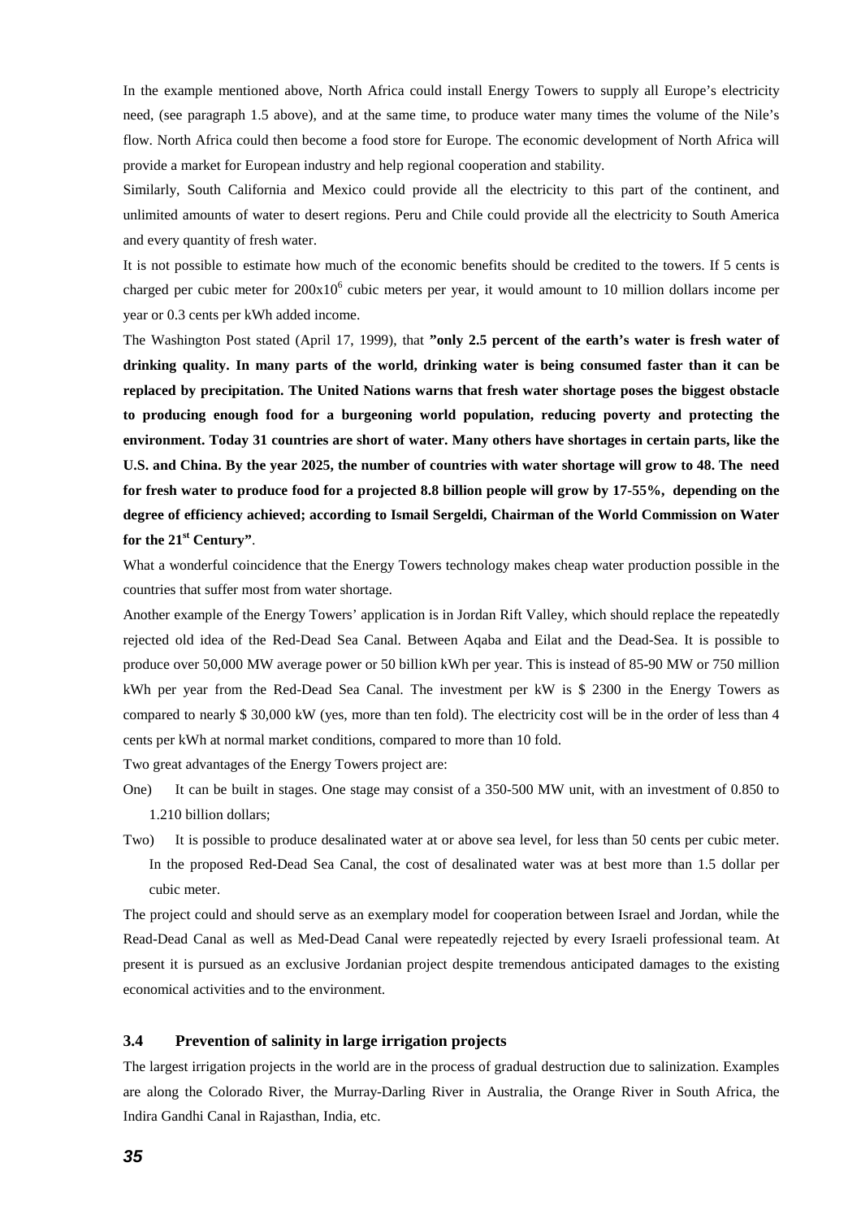In the example mentioned above, North Africa could install Energy Towers to supply all Europe's electricity need, (see paragraph 1.5 above), and at the same time, to produce water many times the volume of the Nile's flow. North Africa could then become a food store for Europe. The economic development of North Africa will provide a market for European industry and help regional cooperation and stability.

Similarly, South California and Mexico could provide all the electricity to this part of the continent, and unlimited amounts of water to desert regions. Peru and Chile could provide all the electricity to South America and every quantity of fresh water.

It is not possible to estimate how much of the economic benefits should be credited to the towers. If 5 cents is charged per cubic meter for $200x10^6$ cubic meters per year, it would amount to 10 million dollars income per year or 0.3 cents per kWh added income.

The Washington Post stated (April 17, 1999), that **"only 2.5 percent of the earth's water is fresh water of drinking quality. In many parts of the world, drinking water is being consumed faster than it can be replaced by precipitation. The United Nations warns that fresh water shortage poses the biggest obstacle to producing enough food for a burgeoning world population, reducing poverty and protecting the environment. Today 31 countries are short of water. Many others have shortages in certain parts, like the U.S. and China. By the year 2025, the number of countries with water shortage will grow to 48. The need for fresh water to produce food for a projected 8.8 billion people will grow by 17-55%, depending on the degree of efficiency achieved; according to Ismail Sergeldi, Chairman of the World Commission on Water for the 21st Century"**.

What a wonderful coincidence that the Energy Towers technology makes cheap water production possible in the countries that suffer most from water shortage.

Another example of the Energy Towers' application is in Jordan Rift Valley, which should replace the repeatedly rejected old idea of the Red-Dead Sea Canal. Between Aqaba and Eilat and the Dead-Sea. It is possible to produce over 50,000 MW average power or 50 billion kWh per year. This is instead of 85-90 MW or 750 million kWh per year from the Red-Dead Sea Canal. The investment per kW is $ 2300 in the Energy Towers as compared to nearly $ 30,000 kW (yes, more than ten fold). The electricity cost will be in the order of less than 4 cents per kWh at normal market conditions, compared to more than 10 fold.

Two great advantages of the Energy Towers project are:

One) It can be built in stages. One stage may consist of a 350-500 MW unit, with an investment of 0.850 to 1.210 billion dollars;

Two) It is possible to produce desalinated water at or above sea level, for less than 50 cents per cubic meter. In the proposed Red-Dead Sea Canal, the cost of desalinated water was at best more than 1.5 dollar per cubic meter.

The project could and should serve as an exemplary model for cooperation between Israel and Jordan, while the Read-Dead Canal as well as Med-Dead Canal were repeatedly rejected by every Israeli professional team. At present it is pursued as an exclusive Jordanian project despite tremendous anticipated damages to the existing economical activities and to the environment.

### 3.4 Prevention of salinity in large irrigation projects

The largest irrigation projects in the world are in the process of gradual destruction due to salinization. Examples are along the Colorado River, the Murray-Darling River in Australia, the Orange River in South Africa, the Indira Gandhi Canal in Rajasthan, India, etc.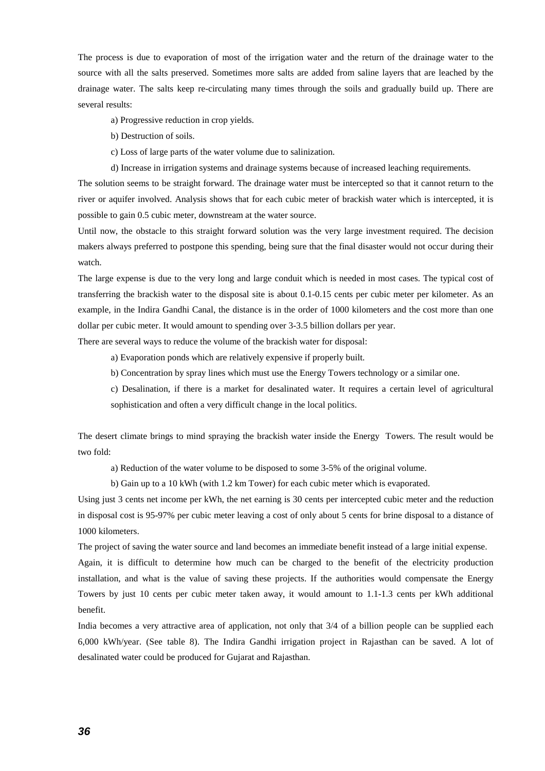The process is due to evaporation of most of the irrigation water and the return of the drainage water to the source with all the salts preserved. Sometimes more salts are added from saline layers that are leached by the drainage water. The salts keep re-circulating many times through the soils and gradually build up. There are several results:

a) Progressive reduction in crop yields.

b) Destruction of soils.

c) Loss of large parts of the water volume due to salinization.

d) Increase in irrigation systems and drainage systems because of increased leaching requirements.

The solution seems to be straight forward. The drainage water must be intercepted so that it cannot return to the river or aquifer involved. Analysis shows that for each cubic meter of brackish water which is intercepted, it is possible to gain 0.5 cubic meter, downstream at the water source.

Until now, the obstacle to this straight forward solution was the very large investment required. The decision makers always preferred to postpone this spending, being sure that the final disaster would not occur during their watch.

The large expense is due to the very long and large conduit which is needed in most cases. The typical cost of transferring the brackish water to the disposal site is about 0.1-0.15 cents per cubic meter per kilometer. As an example, in the Indira Gandhi Canal, the distance is in the order of 1000 kilometers and the cost more than one dollar per cubic meter. It would amount to spending over 3-3.5 billion dollars per year.

There are several ways to reduce the volume of the brackish water for disposal:

a) Evaporation ponds which are relatively expensive if properly built.

b) Concentration by spray lines which must use the Energy Towers technology or a similar one.

c) Desalination, if there is a market for desalinated water. It requires a certain level of agricultural sophistication and often a very difficult change in the local politics.

The desert climate brings to mind spraying the brackish water inside the Energy Towers. The result would be two fold:

a) Reduction of the water volume to be disposed to some 3-5% of the original volume.

b) Gain up to a 10 kWh (with 1.2 km Tower) for each cubic meter which is evaporated.

Using just 3 cents net income per kWh, the net earning is 30 cents per intercepted cubic meter and the reduction in disposal cost is 95-97% per cubic meter leaving a cost of only about 5 cents for brine disposal to a distance of 1000 kilometers.

The project of saving the water source and land becomes an immediate benefit instead of a large initial expense.

Again, it is difficult to determine how much can be charged to the benefit of the electricity production installation, and what is the value of saving these projects. If the authorities would compensate the Energy Towers by just 10 cents per cubic meter taken away, it would amount to 1.1-1.3 cents per kWh additional benefit.

India becomes a very attractive area of application, not only that 3/4 of a billion people can be supplied each 6,000 kWh/year. (See table 8). The Indira Gandhi irrigation project in Rajasthan can be saved. A lot of desalinated water could be produced for Gujarat and Rajasthan.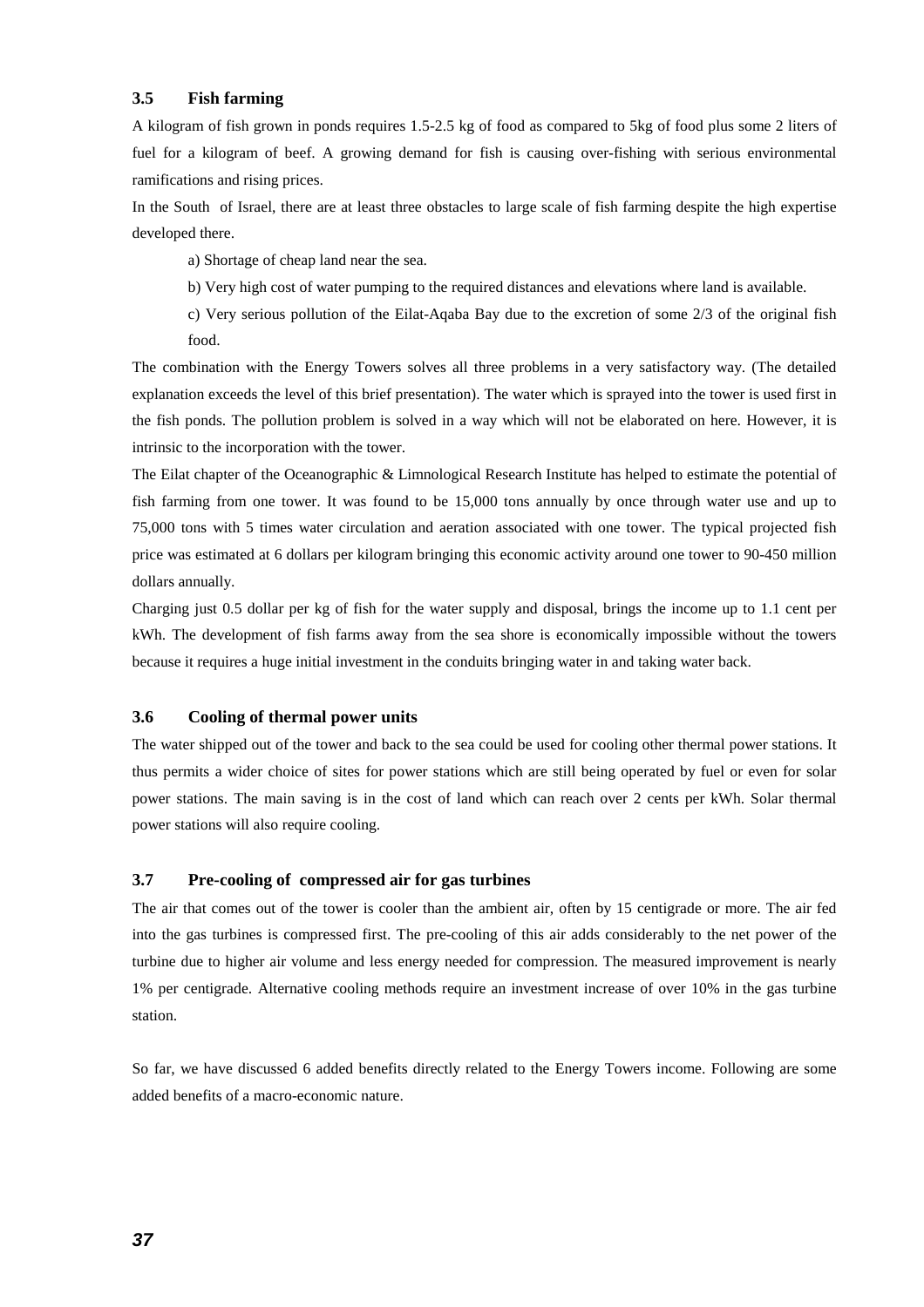### 3.5 Fish farming

A kilogram of fish grown in ponds requires 1.5-2.5 kg of food as compared to 5kg of food plus some 2 liters of fuel for a kilogram of beef. A growing demand for fish is causing over-fishing with serious environmental ramifications and rising prices.

In the South of Israel, there are at least three obstacles to large scale of fish farming despite the high expertise developed there.

a) Shortage of cheap land near the sea.

b) Very high cost of water pumping to the required distances and elevations where land is available.

c) Very serious pollution of the Eilat-Aqaba Bay due to the excretion of some 2/3 of the original fish food.

The combination with the Energy Towers solves all three problems in a very satisfactory way. (The detailed explanation exceeds the level of this brief presentation). The water which is sprayed into the tower is used first in the fish ponds. The pollution problem is solved in a way which will not be elaborated on here. However, it is intrinsic to the incorporation with the tower.

The Eilat chapter of the Oceanographic & Limnological Research Institute has helped to estimate the potential of fish farming from one tower. It was found to be 15,000 tons annually by once through water use and up to 75,000 tons with 5 times water circulation and aeration associated with one tower. The typical projected fish price was estimated at 6 dollars per kilogram bringing this economic activity around one tower to 90-450 million dollars annually.

Charging just 0.5 dollar per kg of fish for the water supply and disposal, brings the income up to 1.1 cent per kWh. The development of fish farms away from the sea shore is economically impossible without the towers because it requires a huge initial investment in the conduits bringing water in and taking water back.

### 3.6 Cooling of thermal power units

The water shipped out of the tower and back to the sea could be used for cooling other thermal power stations. It thus permits a wider choice of sites for power stations which are still being operated by fuel or even for solar power stations. The main saving is in the cost of land which can reach over 2 cents per kWh. Solar thermal power stations will also require cooling.

### 3.7 Pre-cooling of compressed air for gas turbines

The air that comes out of the tower is cooler than the ambient air, often by 15 centigrade or more. The air fed into the gas turbines is compressed first. The pre-cooling of this air adds considerably to the net power of the turbine due to higher air volume and less energy needed for compression. The measured improvement is nearly 1% per centigrade. Alternative cooling methods require an investment increase of over 10% in the gas turbine station.

So far, we have discussed 6 added benefits directly related to the Energy Towers income. Following are some added benefits of a macro-economic nature.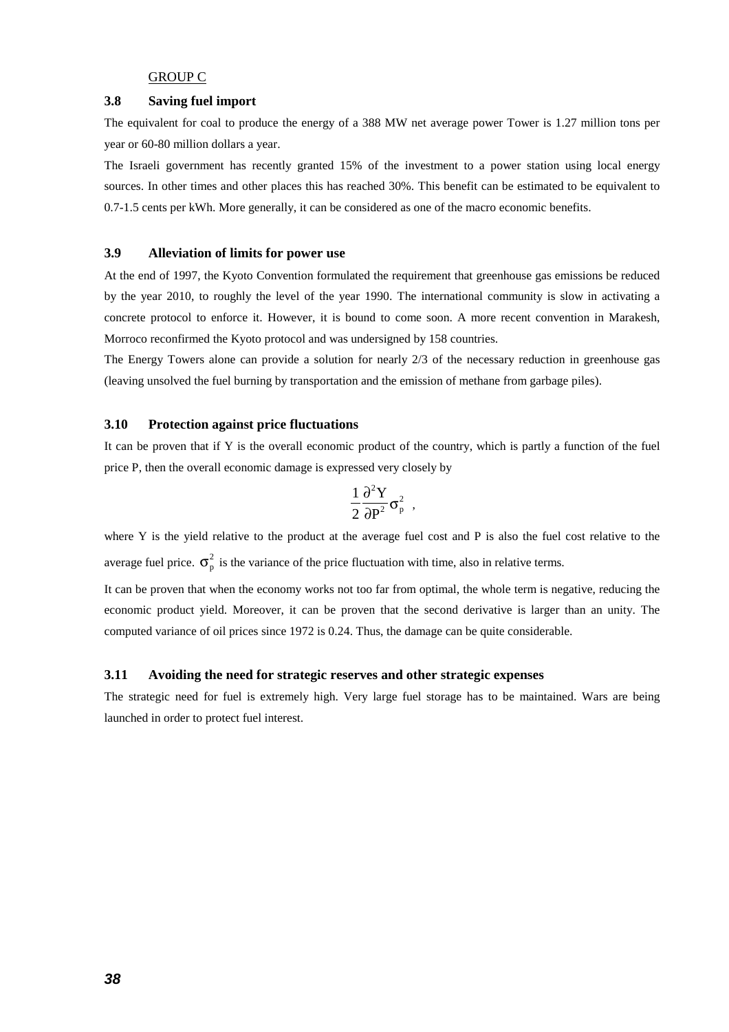GROUP C

### 3.8 Saving fuel import

The equivalent for coal to produce the energy of a 388 MW net average power Tower is 1.27 million tons per year or 60-80 million dollars a year.

The Israeli government has recently granted 15% of the investment to a power station using local energy sources. In other times and other places this has reached 30%. This benefit can be estimated to be equivalent to 0.7-1.5 cents per kWh. More generally, it can be considered as one of the macro economic benefits.

### 3.9 Alleviation of limits for power use

At the end of 1997, the Kyoto Convention formulated the requirement that greenhouse gas emissions be reduced by the year 2010, to roughly the level of the year 1990. The international community is slow in activating a concrete protocol to enforce it. However, it is bound to come soon. A more recent convention in Marakesh, Morroco reconfirmed the Kyoto protocol and was undersigned by 158 countries.

The Energy Towers alone can provide a solution for nearly 2/3 of the necessary reduction in greenhouse gas (leaving unsolved the fuel burning by transportation and the emission of methane from garbage piles).

### 3.10 Protection against price fluctuations

It can be proven that if Y is the overall economic product of the country, which is partly a function of the fuel price P, then the overall economic damage is expressed very closely by

$$\frac{1}{2}\frac{\partial^2 Y}{\partial P^2}\sigma_p^2 \ ,$$

where Y is the yield relative to the product at the average fuel cost and P is also the fuel cost relative to the average fuel price. $\sigma_p^2$ is the variance of the price fluctuation with time, also in relative terms.

It can be proven that when the economy works not too far from optimal, the whole term is negative, reducing the economic product yield. Moreover, it can be proven that the second derivative is larger than an unity. The computed variance of oil prices since 1972 is 0.24. Thus, the damage can be quite considerable.

### 3.11 Avoiding the need for strategic reserves and other strategic expenses

The strategic need for fuel is extremely high. Very large fuel storage has to be maintained. Wars are being launched in order to protect fuel interest.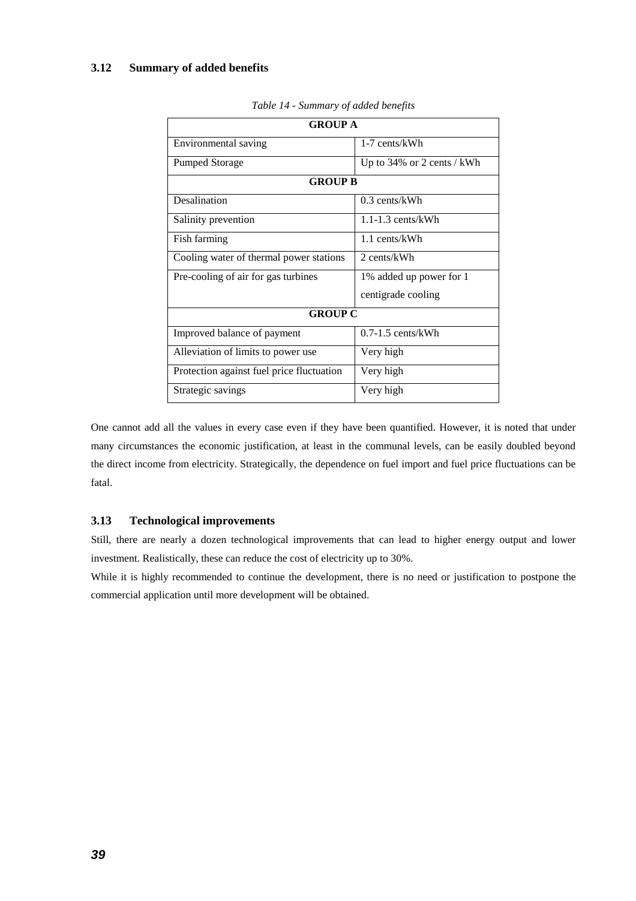### 3.12 Summary of added benefits

*Table 14 - Summary of added benefits*

| GROUP A | |
|---|---|
| Environmental saving | 1-7 cents/kWh |
| Pumped Storage | Up to 34% or 2 cents / kWh |
| **GROUP B** | |
| Desalination | 0.3 cents/kWh |
| Salinity prevention | 1.1-1.3 cents/kWh |
| Fish farming | 1.1 cents/kWh |
| Cooling water of thermal power stations | 2 cents/kWh |
| Pre-cooling of air for gas turbines | 1% added up power for 1 centigrade cooling |
| **GROUP C** | |
| Improved balance of payment | 0.7-1.5 cents/kWh |
| Alleviation of limits to power use | Very high |
| Protection against fuel price fluctuation | Very high |
| Strategic savings | Very high |

One cannot add all the values in every case even if they have been quantified. However, it is noted that under many circumstances the economic justification, at least in the communal levels, can be easily doubled beyond the direct income from electricity. Strategically, the dependence on fuel import and fuel price fluctuations can be fatal.

### 3.13 Technological improvements

Still, there are nearly a dozen technological improvements that can lead to higher energy output and lower investment. Realistically, these can reduce the cost of electricity up to 30%.

While it is highly recommended to continue the development, there is no need or justification to postpone the commercial application until more development will be obtained.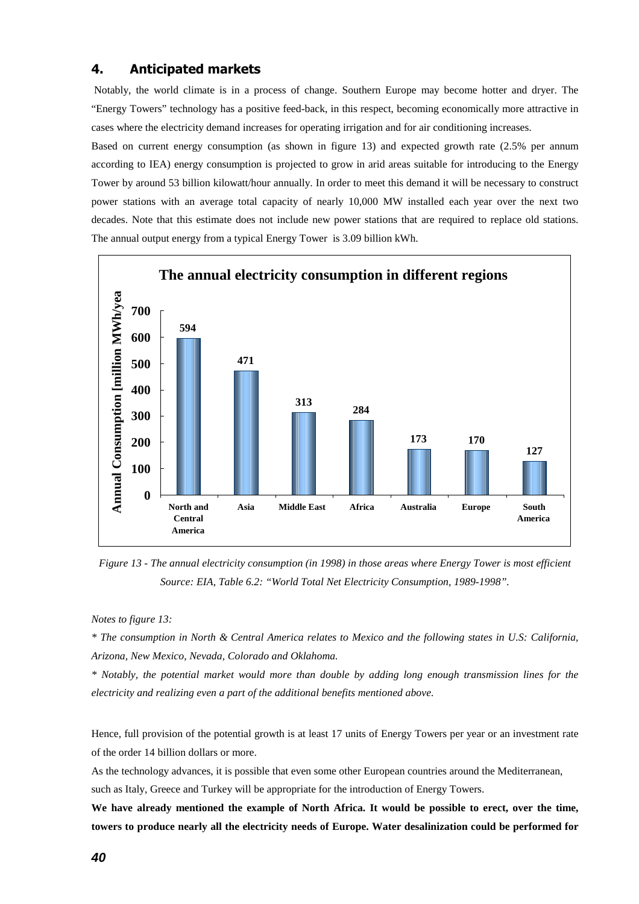## 4. Anticipated markets

Notably, the world climate is in a process of change. Southern Europe may become hotter and dryer. The "Energy Towers" technology has a positive feed-back, in this respect, becoming economically more attractive in cases where the electricity demand increases for operating irrigation and for air conditioning increases.

Based on current energy consumption (as shown in figure 13) and expected growth rate (2.5% per annum according to IEA) energy consumption is projected to grow in arid areas suitable for introducing to the Energy Tower by around 53 billion kilowatt/hour annually. In order to meet this demand it will be necessary to construct power stations with an average total capacity of nearly 10,000 MW installed each year over the next two decades. Note that this estimate does not include new power stations that are required to replace old stations. The annual output energy from a typical Energy Tower is 3.09 billion kWh.

**The annual electricity consumption in different regions**

| Region | Annual Consumption [million MWh/yea |
|---|---|
| North and Central America | 594 |
| Asia | 471 |
| Middle East | 313 |
| Africa | 284 |
| Australia | 173 |
| Europe | 170 |
| South America | 127 |

*Figure 13 - The annual electricity consumption (in 1998) in those areas where Energy Tower is most efficient Source: EIA, Table 6.2: "World Total Net Electricity Consumption, 1989-1998".*

*Notes to figure 13:*

*\* The consumption in North & Central America relates to Mexico and the following states in U.S: California, Arizona, New Mexico, Nevada, Colorado and Oklahoma.*

*\* Notably, the potential market would more than double by adding long enough transmission lines for the electricity and realizing even a part of the additional benefits mentioned above.*

Hence, full provision of the potential growth is at least 17 units of Energy Towers per year or an investment rate of the order 14 billion dollars or more.

As the technology advances, it is possible that even some other European countries around the Mediterranean, such as Italy, Greece and Turkey will be appropriate for the introduction of Energy Towers.

**We have already mentioned the example of North Africa. It would be possible to erect, over the time, towers to produce nearly all the electricity needs of Europe. Water desalinization could be performed for**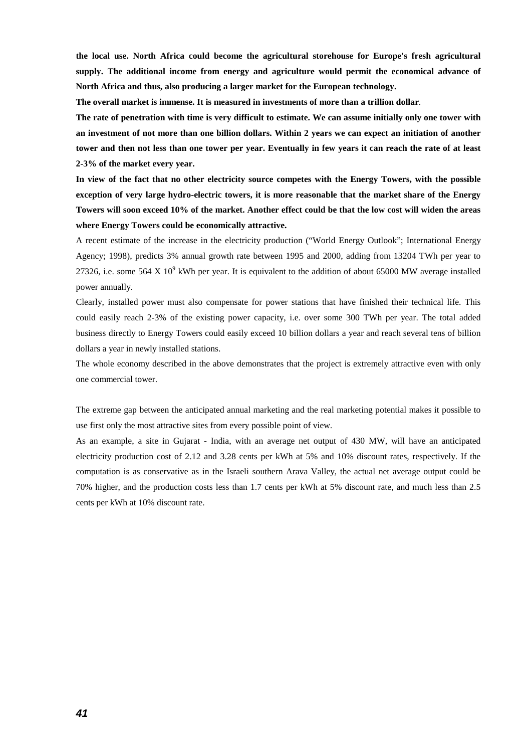**the local use. North Africa could become the agricultural storehouse for Europe's fresh agricultural supply. The additional income from energy and agriculture would permit the economical advance of North Africa and thus, also producing a larger market for the European technology.**

**The overall market is immense. It is measured in investments of more than a trillion dollar**.

**The rate of penetration with time is very difficult to estimate. We can assume initially only one tower with an investment of not more than one billion dollars. Within 2 years we can expect an initiation of another tower and then not less than one tower per year. Eventually in few years it can reach the rate of at least 2-3% of the market every year.**

**In view of the fact that no other electricity source competes with the Energy Towers, with the possible exception of very large hydro-electric towers, it is more reasonable that the market share of the Energy Towers will soon exceed 10% of the market. Another effect could be that the low cost will widen the areas where Energy Towers could be economically attractive.**

A recent estimate of the increase in the electricity production ("World Energy Outlook"; International Energy Agency; 1998), predicts 3% annual growth rate between 1995 and 2000, adding from 13204 TWh per year to 27326, i.e. some 564 X $10^9$ kWh per year. It is equivalent to the addition of about 65000 MW average installed power annually.

Clearly, installed power must also compensate for power stations that have finished their technical life. This could easily reach 2-3% of the existing power capacity, i.e. over some 300 TWh per year. The total added business directly to Energy Towers could easily exceed 10 billion dollars a year and reach several tens of billion dollars a year in newly installed stations.

The whole economy described in the above demonstrates that the project is extremely attractive even with only one commercial tower.

The extreme gap between the anticipated annual marketing and the real marketing potential makes it possible to use first only the most attractive sites from every possible point of view.

As an example, a site in Gujarat - India, with an average net output of 430 MW, will have an anticipated electricity production cost of 2.12 and 3.28 cents per kWh at 5% and 10% discount rates, respectively. If the computation is as conservative as in the Israeli southern Arava Valley, the actual net average output could be 70% higher, and the production costs less than 1.7 cents per kWh at 5% discount rate, and much less than 2.5 cents per kWh at 10% discount rate.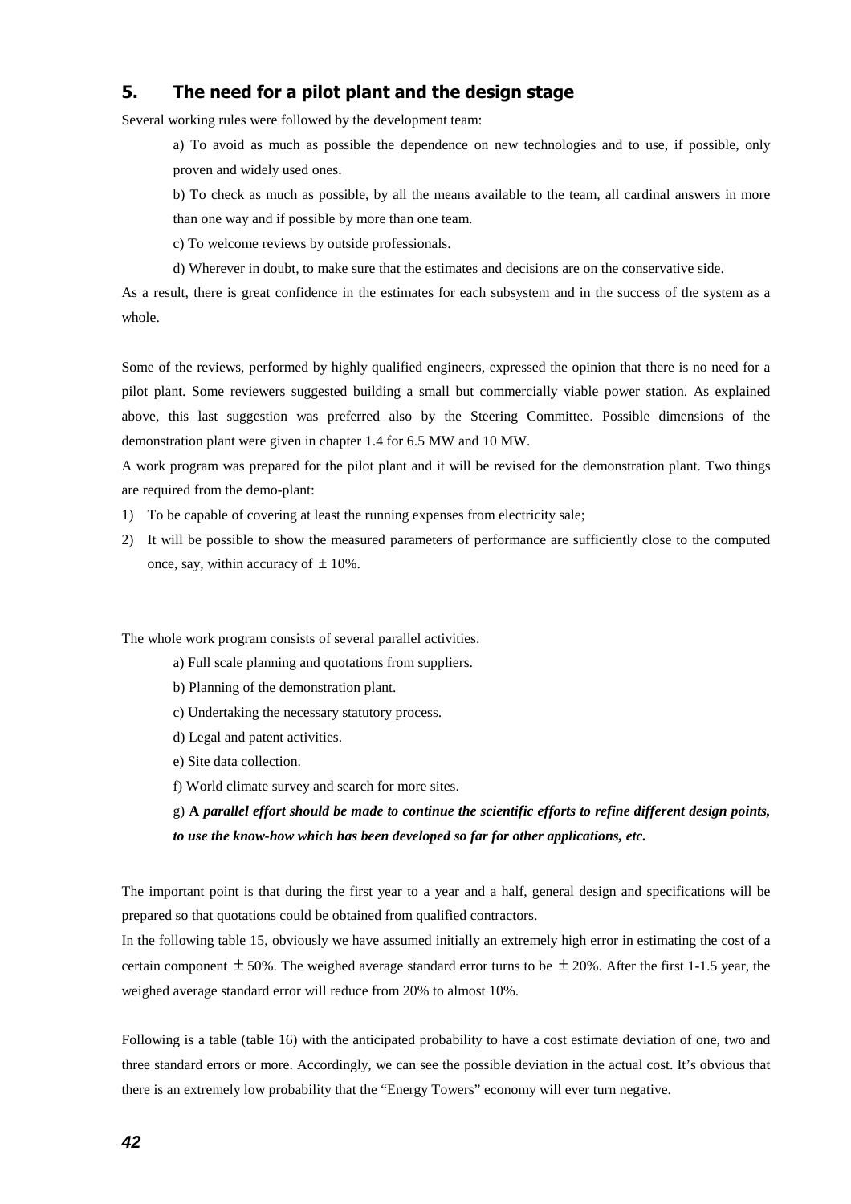## 5. The need for a pilot plant and the design stage

Several working rules were followed by the development team:

a) To avoid as much as possible the dependence on new technologies and to use, if possible, only proven and widely used ones.

b) To check as much as possible, by all the means available to the team, all cardinal answers in more than one way and if possible by more than one team.

c) To welcome reviews by outside professionals.

d) Wherever in doubt, to make sure that the estimates and decisions are on the conservative side.

As a result, there is great confidence in the estimates for each subsystem and in the success of the system as a whole.

Some of the reviews, performed by highly qualified engineers, expressed the opinion that there is no need for a pilot plant. Some reviewers suggested building a small but commercially viable power station. As explained above, this last suggestion was preferred also by the Steering Committee. Possible dimensions of the demonstration plant were given in chapter 1.4 for 6.5 MW and 10 MW.

A work program was prepared for the pilot plant and it will be revised for the demonstration plant. Two things are required from the demo-plant:

1) To be capable of covering at least the running expenses from electricity sale;
2) It will be possible to show the measured parameters of performance are sufficiently close to the computed once, say, within accuracy of ± 10%.

The whole work program consists of several parallel activities.

a) Full scale planning and quotations from suppliers.

b) Planning of the demonstration plant.

c) Undertaking the necessary statutory process.

d) Legal and patent activities.

e) Site data collection.

f) World climate survey and search for more sites.

g) **A *parallel effort should be made to continue the scientific efforts to refine different design points, to use the know-how which has been developed so far for other applications, etc.***

The important point is that during the first year to a year and a half, general design and specifications will be prepared so that quotations could be obtained from qualified contractors.

In the following table 15, obviously we have assumed initially an extremely high error in estimating the cost of a certain component ± 50%. The weighed average standard error turns to be ± 20%. After the first 1-1.5 year, the weighed average standard error will reduce from 20% to almost 10%.

Following is a table (table 16) with the anticipated probability to have a cost estimate deviation of one, two and three standard errors or more. Accordingly, we can see the possible deviation in the actual cost. It's obvious that there is an extremely low probability that the "Energy Towers" economy will ever turn negative.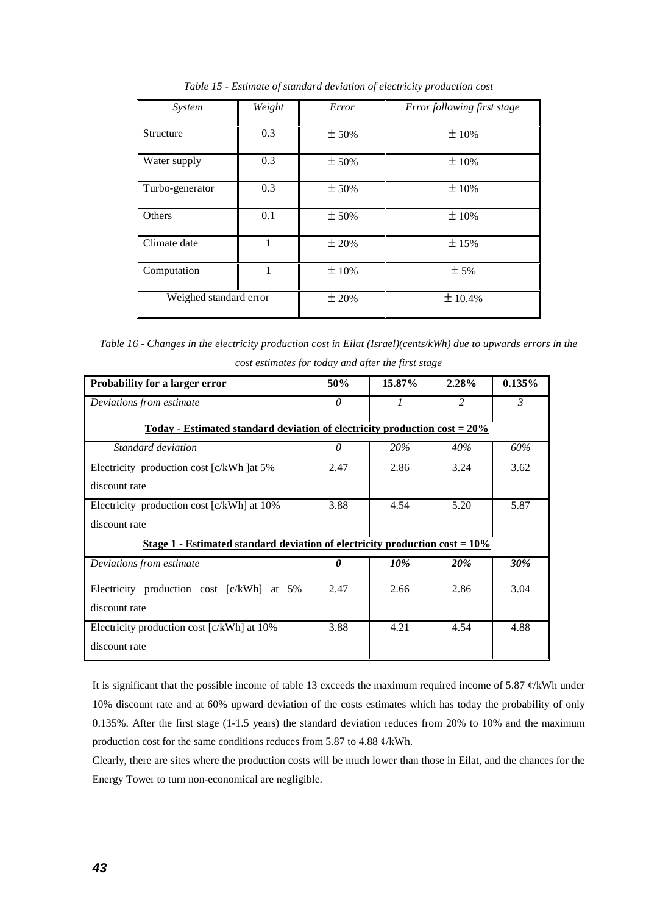*Table 15 - Estimate of standard deviation of electricity production cost*

| *System* | *Weight* | *Error* | *Error following first stage* |
|---|---|---|---|
| Structure | 0.3 | ± 50% | ± 10% |
| Water supply | 0.3 | ± 50% | ± 10% |
| Turbo-generator | 0.3 | ± 50% | ± 10% |
| Others | 0.1 | ± 50% | ± 10% |
| Climate date | 1 | ± 20% | ± 15% |
| Computation | 1 | ± 10% | ± 5% |
| Weighed standard error | | ± 20% | ± 10.4% |

*Table 16 - Changes in the electricity production cost in Eilat (Israel)(cents/kWh) due to upwards errors in the cost estimates for today and after the first stage*

| **Probability for a larger error** | **50%** | **15.87%** | **2.28%** | **0.135%** |
|---|---|---|---|---|
| *Deviations from estimate* | *0* | *1* | *2* | *3* |
| **Today - Estimated standard deviation of electricity production cost = 20%** | | | | |
| *Standard deviation* | *0* | *20%* | *40%* | *60%* |
| Electricity production cost [c/kWh ]at 5% discount rate | 2.47 | 2.86 | 3.24 | 3.62 |
| Electricity production cost [c/kWh] at 10% discount rate | 3.88 | 4.54 | 5.20 | 5.87 |
| **Stage 1 - Estimated standard deviation of electricity production cost = 10%** | | | | |
| *Deviations from estimate* | ***0*** | ***10%*** | ***20%*** | ***30%*** |
| Electricity production cost [c/kWh] at 5% discount rate | 2.47 | 2.66 | 2.86 | 3.04 |
| Electricity production cost [c/kWh] at 10% discount rate | 3.88 | 4.21 | 4.54 | 4.88 |

It is significant that the possible income of table 13 exceeds the maximum required income of 5.87 ¢/kWh under 10% discount rate and at 60% upward deviation of the costs estimates which has today the probability of only 0.135%. After the first stage (1-1.5 years) the standard deviation reduces from 20% to 10% and the maximum production cost for the same conditions reduces from 5.87 to 4.88 ¢/kWh.

Clearly, there are sites where the production costs will be much lower than those in Eilat, and the chances for the Energy Tower to turn non-economical are negligible.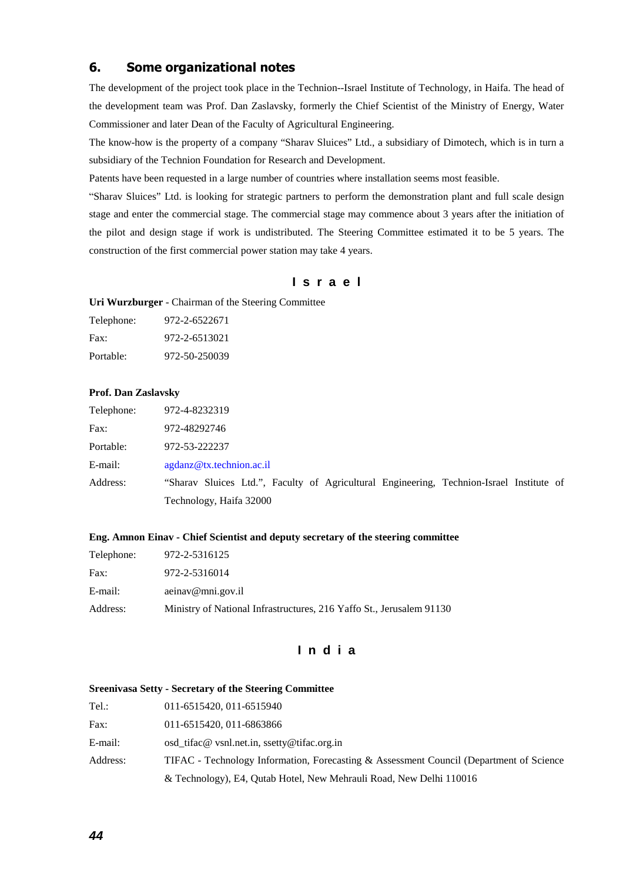## 6. Some organizational notes

The development of the project took place in the Technion--Israel Institute of Technology, in Haifa. The head of the development team was Prof. Dan Zaslavsky, formerly the Chief Scientist of the Ministry of Energy, Water Commissioner and later Dean of the Faculty of Agricultural Engineering.

The know-how is the property of a company "Sharav Sluices" Ltd., a subsidiary of Dimotech, which is in turn a subsidiary of the Technion Foundation for Research and Development.

Patents have been requested in a large number of countries where installation seems most feasible.

"Sharav Sluices" Ltd. is looking for strategic partners to perform the demonstration plant and full scale design stage and enter the commercial stage. The commercial stage may commence about 3 years after the initiation of the pilot and design stage if work is undistributed. The Steering Committee estimated it to be 5 years. The construction of the first commercial power station may take 4 years.

### I s r a e l

**Uri Wurzburger** - Chairman of the Steering Committee

| | |
|---|---|
| Telephone: | 972-2-6522671 |
| Fax: | 972-2-6513021 |
| Portable: | 972-50-250039 |

**Prof. Dan Zaslavsky**

| | |
|---|---|
| Telephone: | 972-4-8232319 |
| Fax: | 972-48292746 |
| Portable: | 972-53-222237 |
| E-mail: | agdanz@tx.technion.ac.il |
| Address: | "Sharav Sluices Ltd.", Faculty of Agricultural Engineering, Technion-Israel Institute of Technology, Haifa 32000 |

**Eng. Amnon Einav - Chief Scientist and deputy secretary of the steering committee**

| | |
|---|---|
| Telephone: | 972-2-5316125 |
| Fax: | 972-2-5316014 |
| E-mail: | aeinav@mni.gov.il |
| Address: | Ministry of National Infrastructures, 216 Yaffo St., Jerusalem 91130 |

### I n d i a

**Sreenivasa Setty - Secretary of the Steering Committee**

| | |
|---|---|
| Tel.: | 011-6515420, 011-6515940 |
| Fax: | 011-6515420, 011-6863866 |
| E-mail: | osd_tifac@ vsnl.net.in, ssetty@tifac.org.in |
| Address: | TIFAC - Technology Information, Forecasting & Assessment Council (Department of Science & Technology), E4, Qutab Hotel, New Mehrauli Road, New Delhi 110016 |